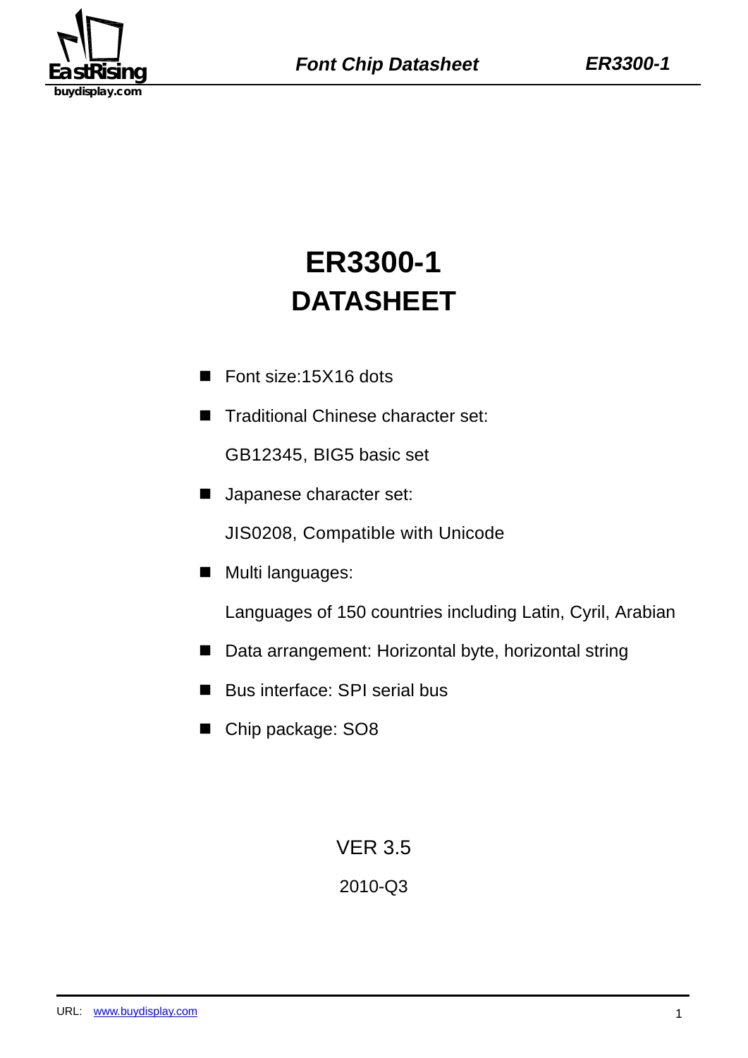# ER3300-1
# DATASHEET

- Font size:15X16 dots
- Traditional Chinese character set:

  GB12345, BIG5 basic set
- Japanese character set:

  JIS0208, Compatible with Unicode
- Multi languages:

  Languages of 150 countries including Latin, Cyril, Arabian
- Data arrangement: Horizontal byte, horizontal string
- Bus interface: SPI serial bus
- Chip package: SO8

VER 3.5

2010-Q3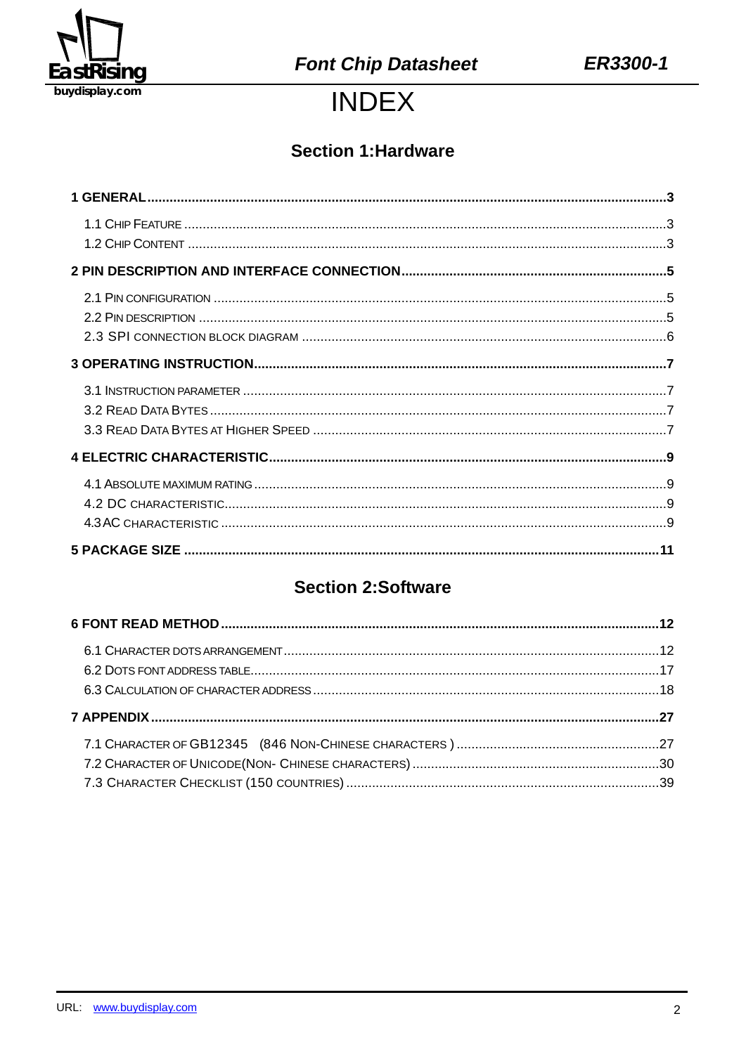# INDEX

## Section 1:Hardware

**1 GENERAL .......... 3**

- 1.1 CHIP FEATURE .......... 3
- 1.2 CHIP CONTENT .......... 3

**2 PIN DESCRIPTION AND INTERFACE CONNECTION .......... 5**

- 2.1 PIN CONFIGURATION .......... 5
- 2.2 PIN DESCRIPTION .......... 5
- 2.3 SPI CONNECTION BLOCK DIAGRAM .......... 6

**3 OPERATING INSTRUCTION .......... 7**

- 3.1 INSTRUCTION PARAMETER .......... 7
- 3.2 READ DATA BYTES .......... 7
- 3.3 READ DATA BYTES AT HIGHER SPEED .......... 7

**4 ELECTRIC CHARACTERISTIC .......... 9**

- 4.1 ABSOLUTE MAXIMUM RATING .......... 9
- 4.2 DC CHARACTERISTIC .......... 9
- 4.3 AC CHARACTERISTIC .......... 9

**5 PACKAGE SIZE .......... 11**

## Section 2:Software

**6 FONT READ METHOD .......... 12**

- 6.1 CHARACTER DOTS ARRANGEMENT .......... 12
- 6.2 DOTS FONT ADDRESS TABLE .......... 17
- 6.3 CALCULATION OF CHARACTER ADDRESS .......... 18

**7 APPENDIX .......... 27**

- 7.1 CHARACTER OF GB12345 (846 NON-CHINESE CHARACTERS ) .......... 27
- 7.2 CHARACTER OF UNICODE(NON- CHINESE CHARACTERS) .......... 30
- 7.3 CHARACTER CHECKLIST (150 COUNTRIES) .......... 39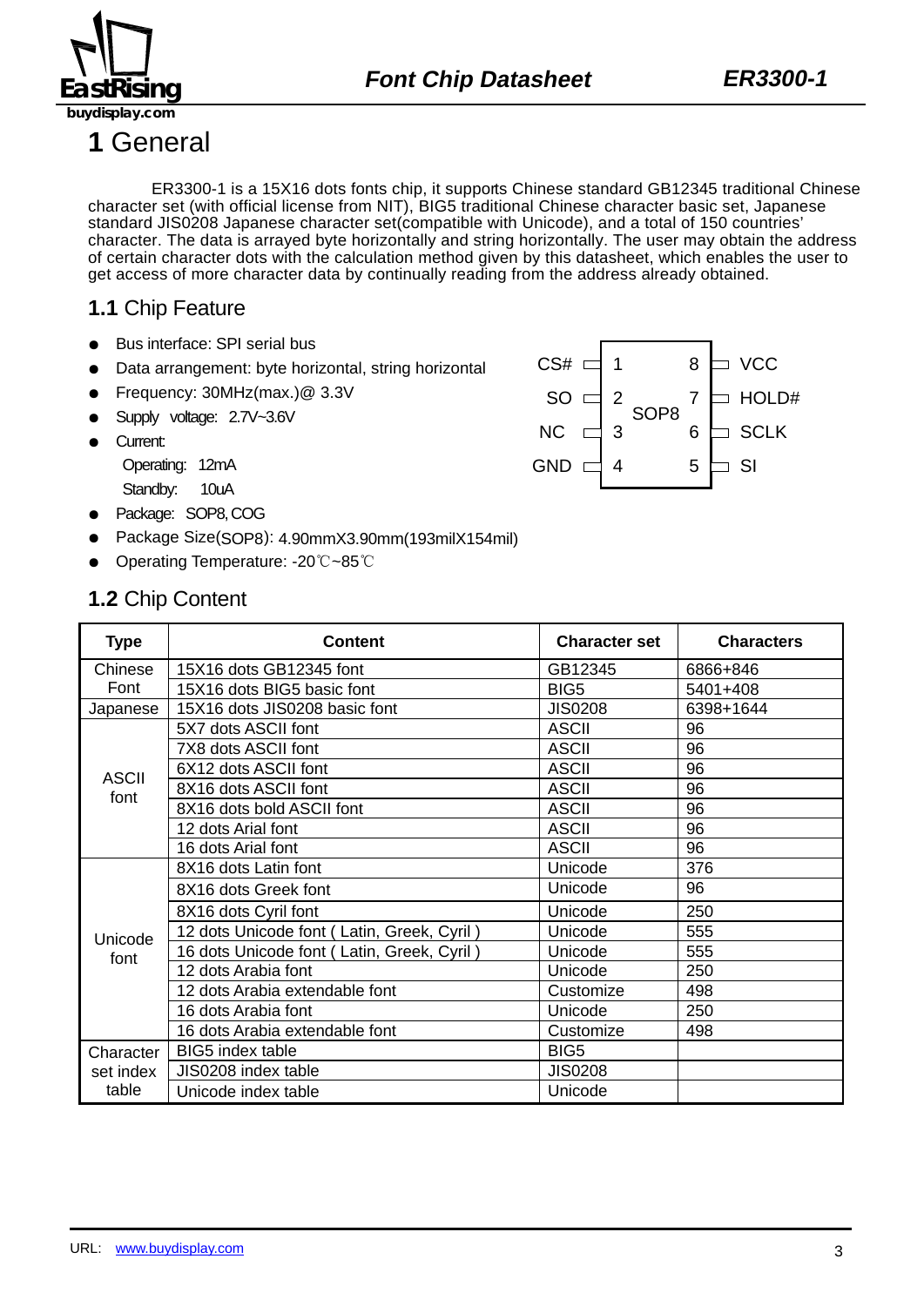# 1 General

ER3300-1 is a 15X16 dots fonts chip, it supports Chinese standard GB12345 traditional Chinese character set (with official license from NIT), BIG5 traditional Chinese character basic set, Japanese standard JIS0208 Japanese character set(compatible with Unicode), and a total of 150 countries' character. The data is arrayed byte horizontally and string horizontally. The user may obtain the address of certain character dots with the calculation method given by this datasheet, which enables the user to get access of more character data by continually reading from the address already obtained.

## 1.1 Chip Feature

- Bus interface: SPI serial bus
- Data arrangement: byte horizontal, string horizontal
- Frequency: 30MHz(max.)@ 3.3V
- Supply voltage: 2.7V~3.6V
- Current:
  - Operating: 12mA
  - Standby: 10uA
- Package: SOP8, COG
- Package Size(SOP8): 4.90mmX3.90mm(193milX154mil)
- Operating Temperature: -20℃~85℃

SOP8 pinout:

| Pin | Name | Pin | Name |
|---|---|---|---|
| 1 | CS# | 8 | VCC |
| 2 | SO | 7 | HOLD# |
| 3 | NC | 6 | SCLK |
| 4 | GND | 5 | SI |

## 1.2 Chip Content

| Type | Content | Character set | Characters |
|---|---|---|---|
| Chinese Font | 15X16 dots GB12345 font | GB12345 | 6866+846 |
| | 15X16 dots BIG5 basic font | BIG5 | 5401+408 |
| Japanese | 15X16 dots JIS0208 basic font | JIS0208 | 6398+1644 |
| ASCII font | 5X7 dots ASCII font | ASCII | 96 |
| | 7X8 dots ASCII font | ASCII | 96 |
| | 6X12 dots ASCII font | ASCII | 96 |
| | 8X16 dots ASCII font | ASCII | 96 |
| | 8X16 dots bold ASCII font | ASCII | 96 |
| | 12 dots Arial font | ASCII | 96 |
| | 16 dots Arial font | ASCII | 96 |
| Unicode font | 8X16 dots Latin font | Unicode | 376 |
| | 8X16 dots Greek font | Unicode | 96 |
| | 8X16 dots Cyril font | Unicode | 250 |
| | 12 dots Unicode font ( Latin, Greek, Cyril ) | Unicode | 555 |
| | 16 dots Unicode font ( Latin, Greek, Cyril ) | Unicode | 555 |
| | 12 dots Arabia font | Unicode | 250 |
| | 12 dots Arabia extendable font | Customize | 498 |
| | 16 dots Arabia font | Unicode | 250 |
| | 16 dots Arabia extendable font | Customize | 498 |
| Character set index table | BIG5 index table | BIG5 | |
| | JIS0208 index table | JIS0208 | |
| | Unicode index table | Unicode | |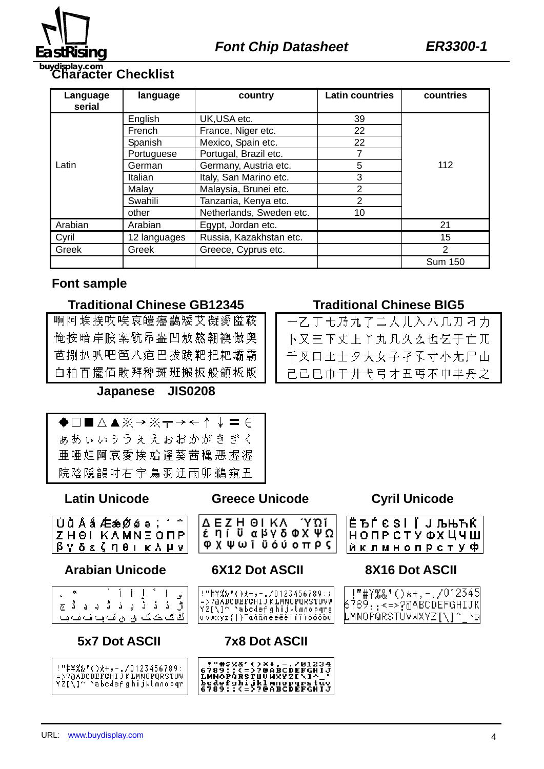## Character Checklist

| Language serial | language | country | Latin countries | countries |
|---|---|---|---|---|
| Latin | English | UK,USA etc. | 39 | 112 |
| | French | France, Niger etc. | 22 | |
| | Spanish | Mexico, Spain etc. | 22 | |
| | Portuguese | Portugal, Brazil etc. | 7 | |
| | German | Germany, Austria etc. | 5 | |
| | Italian | Italy, San Marino etc. | 3 | |
| | Malay | Malaysia, Brunei etc. | 2 | |
| | Swahili | Tanzania, Kenya etc. | 2 | |
| | other | Netherlands, Sweden etc. | 10 | |
| Arabian | Arabian | Egypt, Jordan etc. | | 21 |
| Cyril | 12 languages | Russia, Kazakhstan etc. | | 15 |
| Greek | Greek | Greece, Cyprus etc. | | 2 |
| | | | | Sum 150 |

## Font sample

**Traditional Chinese GB12345**

啊阿埃挨哎唉哀皑癌蔼矮艾碍爱隘鞍
俺按暗岸胺案肮昂盎凹敖熬翱袄傲奥
芭捌扒叭吧笆八疤巴拔跋靶把耙壩霸
白柏百擺佰敗拜稗斑班搬扳般頒板版

**Traditional Chinese BIG5**

一乙丁七乃九了二人儿入八几刀刁力
卜又三下丈上丫丸凡久么也乞于亡兀
千叉口土士夕大女子孑孓寸小尢尸山
己已巳巾干廾弋弓才丑丐不中丰丹之

**Japanese JIS0208**

◆□■△▲※→※〒→←↑↓＝∈
ぁあぃいぅうぇえぉおかがきぎく
亜唖娃阿哀愛挨姶逢葵茜穐悪握渥
院陰隠韻吋右宇烏羽迂雨卯鵜窺丑

**Latin Unicode**

ÙùÅåǼǽǾǿə; ˊ ˜
ZHΘI KΛMNΞOΠP
βγδεζηθικλμν

**Greece Unicode**

ΔΕΖΗ ΘΙΚΛ ΎΏΐ
έηίϋ αβγδΦΧΨΩ
φχψωϊϋόύοπρς

**Cyril Unicode**

ЁЂЃЄЅІЇЈЉЊЋЌ
НОПРСТУФХЦЧШ
йклмнопрстуф

**Arabian Unicode**

**6X12 Dot ASCII**

!"#$%&'()*+,-./0123456789:;
=>?@ABCDEFGHIJKLMNOPQRSTUVW
YZ[\]^ `abcdefghijklmnopqrs
uvwxyz{|}~äàâäêëèïîìôöòü

**8X16 Dot ASCII**

!"#$%&'()*+,-./012345
6789:;<=>?@ABCDEFGHIJK
LMNOPQRSTUVWXYZ[\]^_`a

**5x7 Dot ASCII**

!"#$%&'()*+,-./0123456789:
=>?@ABCDEFGHIJKLMNOPQRSTUV
YZ[\]^ `abcdefghijklmnopqr

**7x8 Dot ASCII**

!"#$%&'()*+,-./01234
6789:;<=>?@ABCDEFGHIJ
LMNOPQRSTUVWXYZ[\]^_`
bcdefghijklmnopqrstuv
6789:;<=>?@ABCDEFGHIJ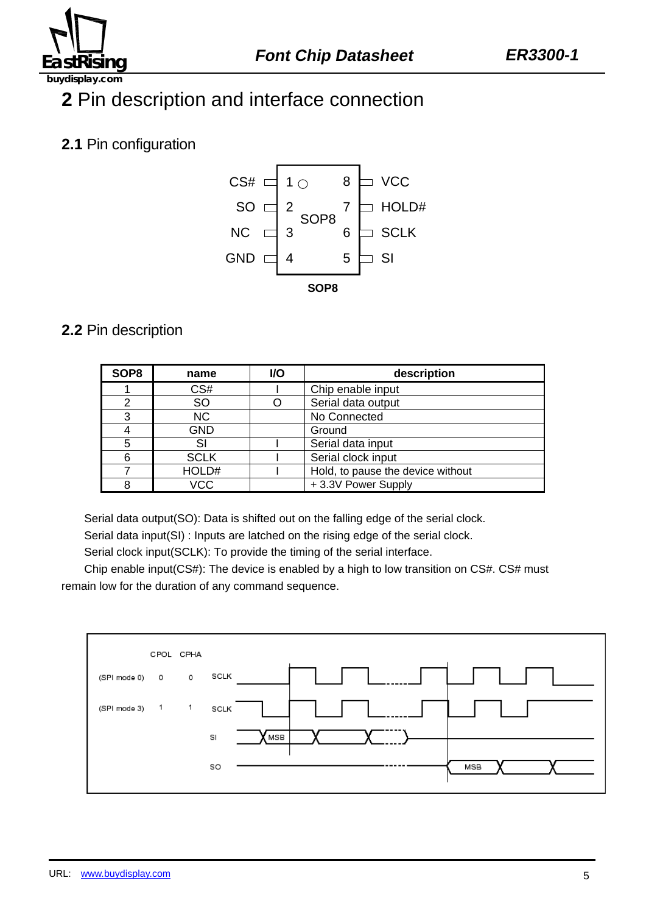## 2 Pin description and interface connection

### 2.1 Pin configuration

| Pin | Name | Pin | Name |
|---|---|---|---|
| 1 | CS# | 8 | VCC |
| 2 | SO | 7 | HOLD# |
| 3 | NC | 6 | SCLK |
| 4 | GND | 5 | SI |

**SOP8**

### 2.2 Pin description

| SOP8 | name | I/O | description |
|---|---|---|---|
| 1 | CS# | I | Chip enable input |
| 2 | SO | O | Serial data output |
| 3 | NC | | No Connected |
| 4 | GND | | Ground |
| 5 | SI | I | Serial data input |
| 6 | SCLK | I | Serial clock input |
| 7 | HOLD# | I | Hold, to pause the device without |
| 8 | VCC | | + 3.3V Power Supply |

Serial data output(SO): Data is shifted out on the falling edge of the serial clock.

Serial data input(SI) : Inputs are latched on the rising edge of the serial clock.

Serial clock input(SCLK): To provide the timing of the serial interface.

Chip enable input(CS#): The device is enabled by a high to low transition on CS#. CS# must remain low for the duration of any command sequence.

| | CPOL | CPHA | |
|---|---|---|---|
| (SPI mode 0) | 0 | 0 | SCLK |
| (SPI mode 3) | 1 | 1 | SCLK |
| | | | SI (MSB) |
| | | | SO (MSB) |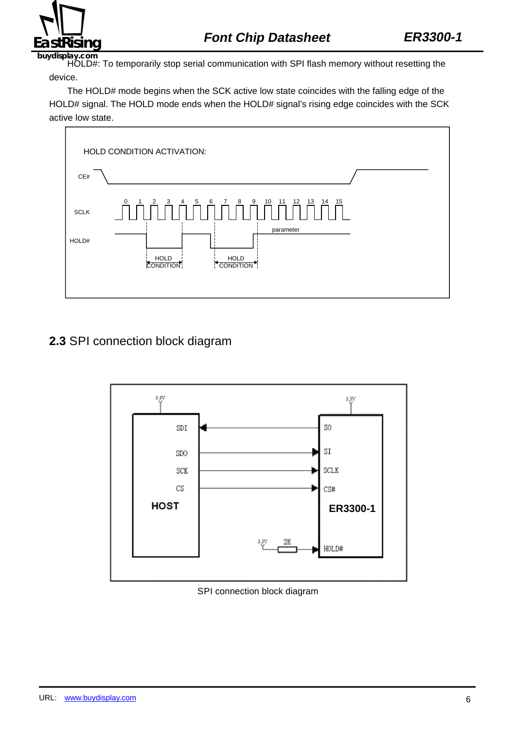HOLD#: To temporarily stop serial communication with SPI flash memory without resetting the device.

The HOLD# mode begins when the SCK active low state coincides with the falling edge of the HOLD# signal. The HOLD mode ends when the HOLD# signal's rising edge coincides with the SCK active low state.

HOLD CONDITION ACTIVATION:

CE#

SCLK 0 1 2 3 4 5 6 7 8 9 10 11 12 13 14 15

HOLD#

HOLD CONDITION HOLD CONDITION parameter

## 2.3 SPI connection block diagram

HOST: SDI, SDO, SCK, CS — ER3300-1: SO, SI, SCLK, CS#, HOLD# (3.3V, 2K)

SPI connection block diagram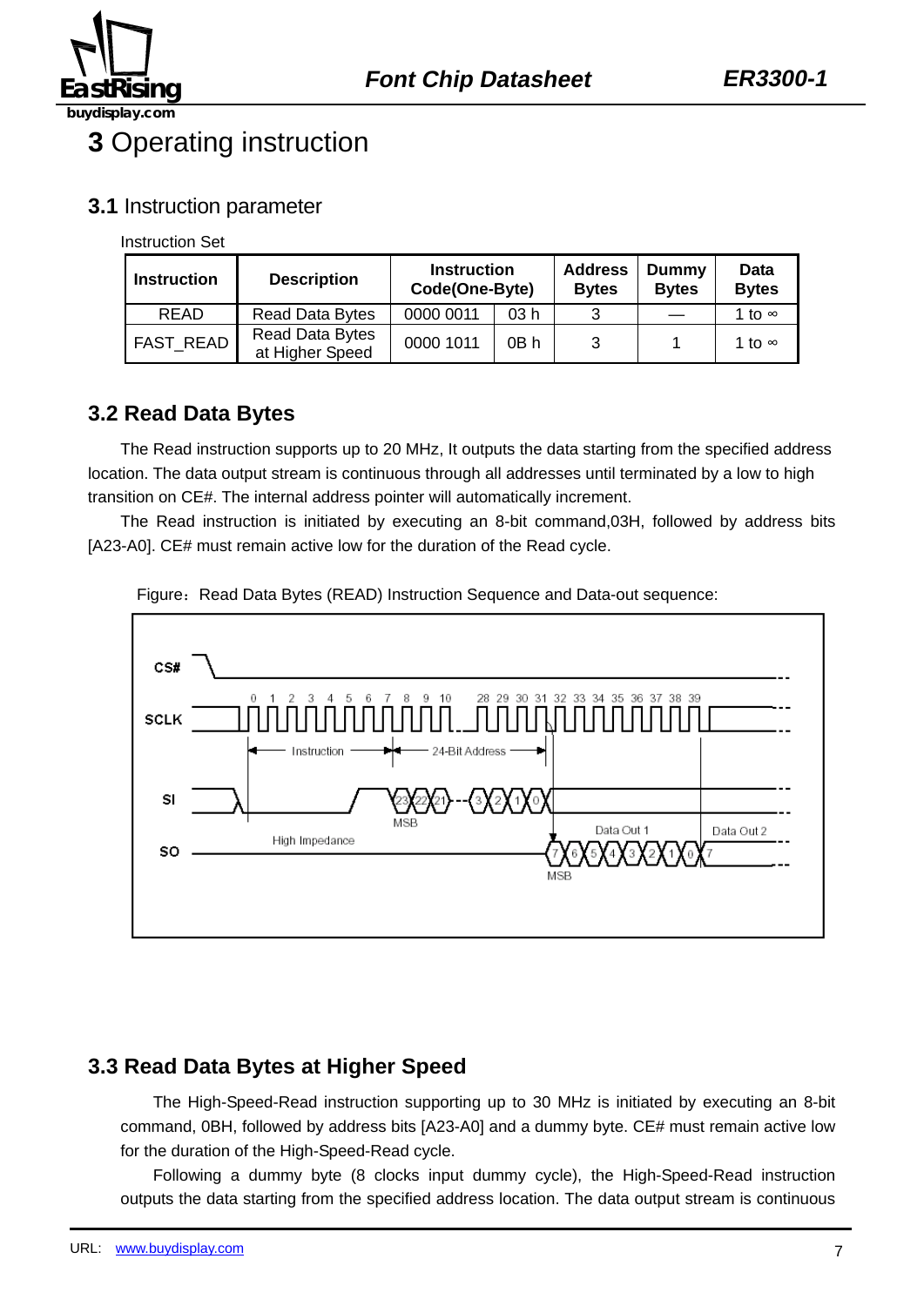# 3 Operating instruction

## 3.1 Instruction parameter

Instruction Set

| Instruction | Description | Instruction Code(One-Byte) | | Address Bytes | Dummy Bytes | Data Bytes |
|---|---|---|---|---|---|---|
| READ | Read Data Bytes | 0000 0011 | 03 h | 3 | — | 1 to ∞ |
| FAST_READ | Read Data Bytes at Higher Speed | 0000 1011 | 0B h | 3 | 1 | 1 to ∞ |

## 3.2 Read Data Bytes

The Read instruction supports up to 20 MHz, It outputs the data starting from the specified address location. The data output stream is continuous through all addresses until terminated by a low to high transition on CE#. The internal address pointer will automatically increment.

The Read instruction is initiated by executing an 8-bit command,03H, followed by address bits [A23-A0]. CE# must remain active low for the duration of the Read cycle.

Figure：Read Data Bytes (READ) Instruction Sequence and Data-out sequence:

## 3.3 Read Data Bytes at Higher Speed

The High-Speed-Read instruction supporting up to 30 MHz is initiated by executing an 8-bit command, 0BH, followed by address bits [A23-A0] and a dummy byte. CE# must remain active low for the duration of the High-Speed-Read cycle.

Following a dummy byte (8 clocks input dummy cycle), the High-Speed-Read instruction outputs the data starting from the specified address location. The data output stream is continuous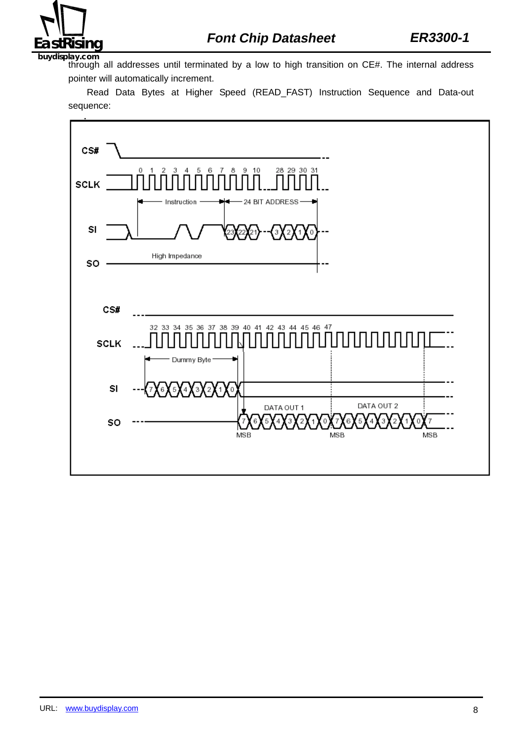through all addresses until terminated by a low to high transition on CE#. The internal address pointer will automatically increment.

Read Data Bytes at Higher Speed (READ_FAST) Instruction Sequence and Data-out sequence: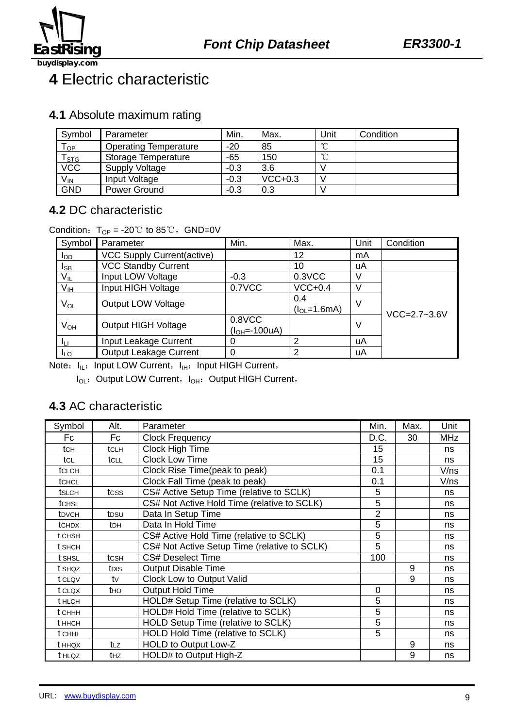# 4 Electric characteristic

## 4.1 Absolute maximum rating

| Symbol | Parameter | Min. | Max. | Unit | Condition |
|---|---|---|---|---|---|
| $T_{OP}$ | Operating Temperature | -20 | 85 | ℃ | |
| $T_{STG}$ | Storage Temperature | -65 | 150 | ℃ | |
| VCC | Supply Voltage | -0.3 | 3.6 | V | |
| $V_{IN}$ | Input Voltage | -0.3 | VCC+0.3 | V | |
| GND | Power Ground | -0.3 | 0.3 | V | |

## 4.2 DC characteristic

Condition：$T_{OP}$ = -20℃ to 85℃，GND=0V

| Symbol | Parameter | Min. | Max. | Unit | Condition |
|---|---|---|---|---|---|
| $I_{DD}$ | VCC Supply Current(active) | | 12 | mA | |
| $I_{SB}$ | VCC Standby Current | | 10 | uA | |
| $V_{IL}$ | Input LOW Voltage | -0.3 | 0.3VCC | V | VCC=2.7~3.6V |
| $V_{IH}$ | Input HIGH Voltage | 0.7VCC | VCC+0.4 | V | |
| $V_{OL}$ | Output LOW Voltage | | 0.4 ($I_{OL}$=1.6mA) | V | |
| $V_{OH}$ | Output HIGH Voltage | 0.8VCC ($I_{OH}$=-100uA) | | V | |
| $I_{LI}$ | Input Leakage Current | 0 | 2 | uA | |
| $I_{LO}$ | Output Leakage Current | 0 | 2 | uA | |

Note：$I_{IL}$：Input LOW Current，$I_{IH}$：Input HIGH Current，

$I_{OL}$：Output LOW Current，$I_{OH}$：Output HIGH Current，

## 4.3 AC characteristic

| Symbol | Alt. | Parameter | Min. | Max. | Unit |
|---|---|---|---|---|---|
| Fc | Fc | Clock Frequency | D.C. | 30 | MHz |
| $t_{CH}$ | $t_{CLH}$ | Clock High Time | 15 | | ns |
| $t_{CL}$ | $t_{CLL}$ | Clock Low Time | 15 | | ns |
| $t_{CLCH}$ | | Clock Rise Time(peak to peak) | 0.1 | | V/ns |
| $t_{CHCL}$ | | Clock Fall Time (peak to peak) | 0.1 | | V/ns |
| $t_{SLCH}$ | $t_{CSS}$ | CS# Active Setup Time (relative to SCLK) | 5 | | ns |
| $t_{CHSL}$ | | CS# Not Active Hold Time (relative to SCLK) | 5 | | ns |
| $t_{DVCH}$ | $t_{DSU}$ | Data In Setup Time | 2 | | ns |
| $t_{CHDX}$ | $t_{DH}$ | Data In Hold Time | 5 | | ns |
| $t_{CHSH}$ | | CS# Active Hold Time (relative to SCLK) | 5 | | ns |
| $t_{SHCH}$ | | CS# Not Active Setup Time (relative to SCLK) | 5 | | ns |
| $t_{SHSL}$ | $t_{CSH}$ | CS# Deselect Time | 100 | | ns |
| $t_{SHQZ}$ | $t_{DIS}$ | Output Disable Time | | 9 | ns |
| $t_{CLQV}$ | $t_{V}$ | Clock Low to Output Valid | | 9 | ns |
| $t_{CLQX}$ | $t_{HO}$ | Output Hold Time | 0 | | ns |
| $t_{HLCH}$ | | HOLD# Setup Time (relative to SCLK) | 5 | | ns |
| $t_{CHHH}$ | | HOLD# Hold Time (relative to SCLK) | 5 | | ns |
| $t_{HHCH}$ | | HOLD Setup Time (relative to SCLK) | 5 | | ns |
| $t_{CHHL}$ | | HOLD Hold Time (relative to SCLK) | 5 | | ns |
| $t_{HHQX}$ | $t_{LZ}$ | HOLD to Output Low-Z | | 9 | ns |
| $t_{HLQZ}$ | $t_{HZ}$ | HOLD# to Output High-Z | | 9 | ns |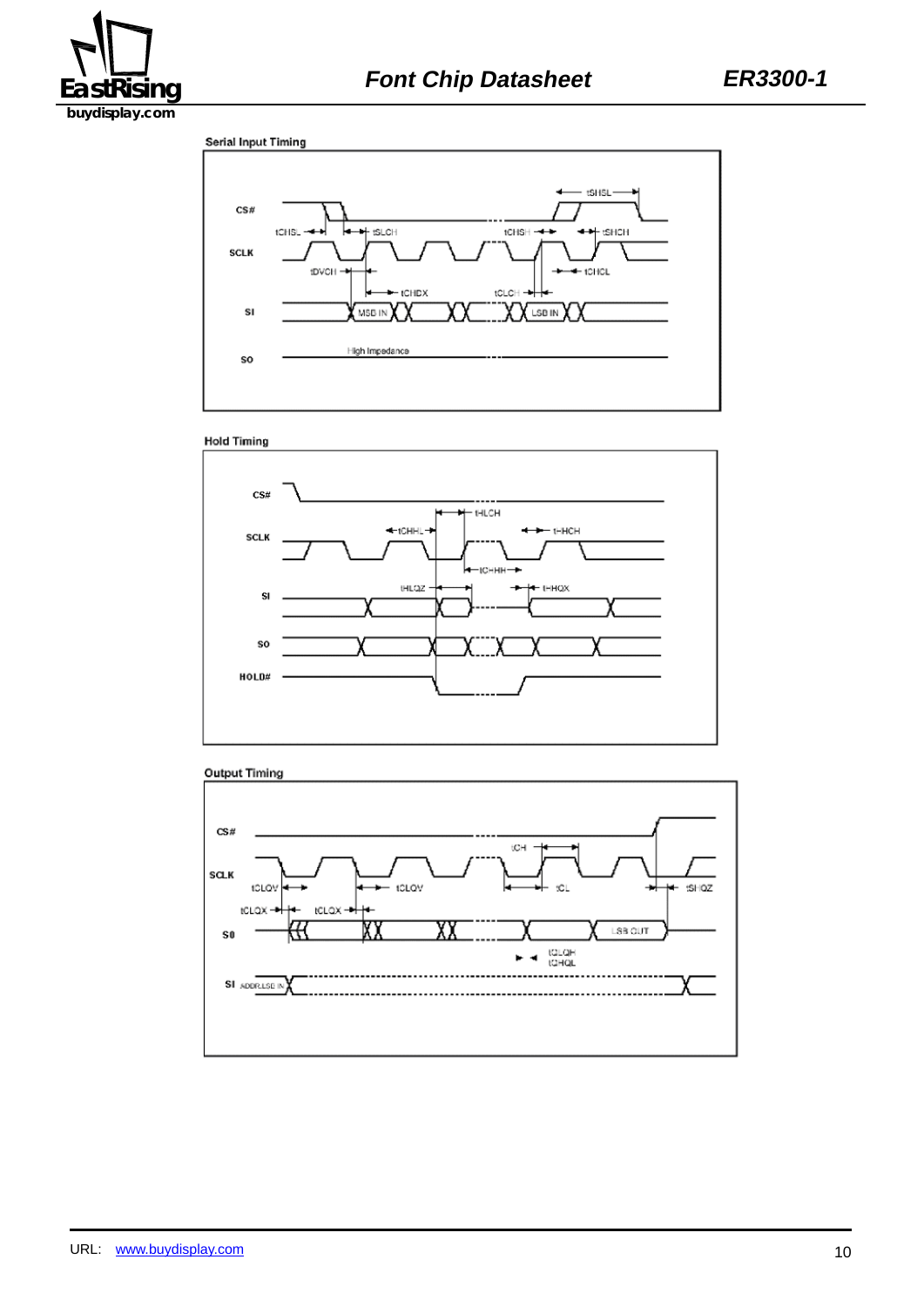### Serial Input Timing

CS#

SCLK

SI

SO

tSHSL tCHSL tSLCH tCHSH tSHCH tDVCH tCHDX tCHCL tCLCH MSB IN LSB IN High Impedance

### Hold Timing

CS#

SCLK

SI

SO

HOLD#

tHLCH tCHHL tHHCH tCHHH tHLQZ tHHQX

### Output Timing

CS#

SCLK

SO

SI

tCH tCLQV tCLQV tCL tSHQZ tCLQX tCLQX LSB OUT tQLQH tQHQL ADDR.LSB IN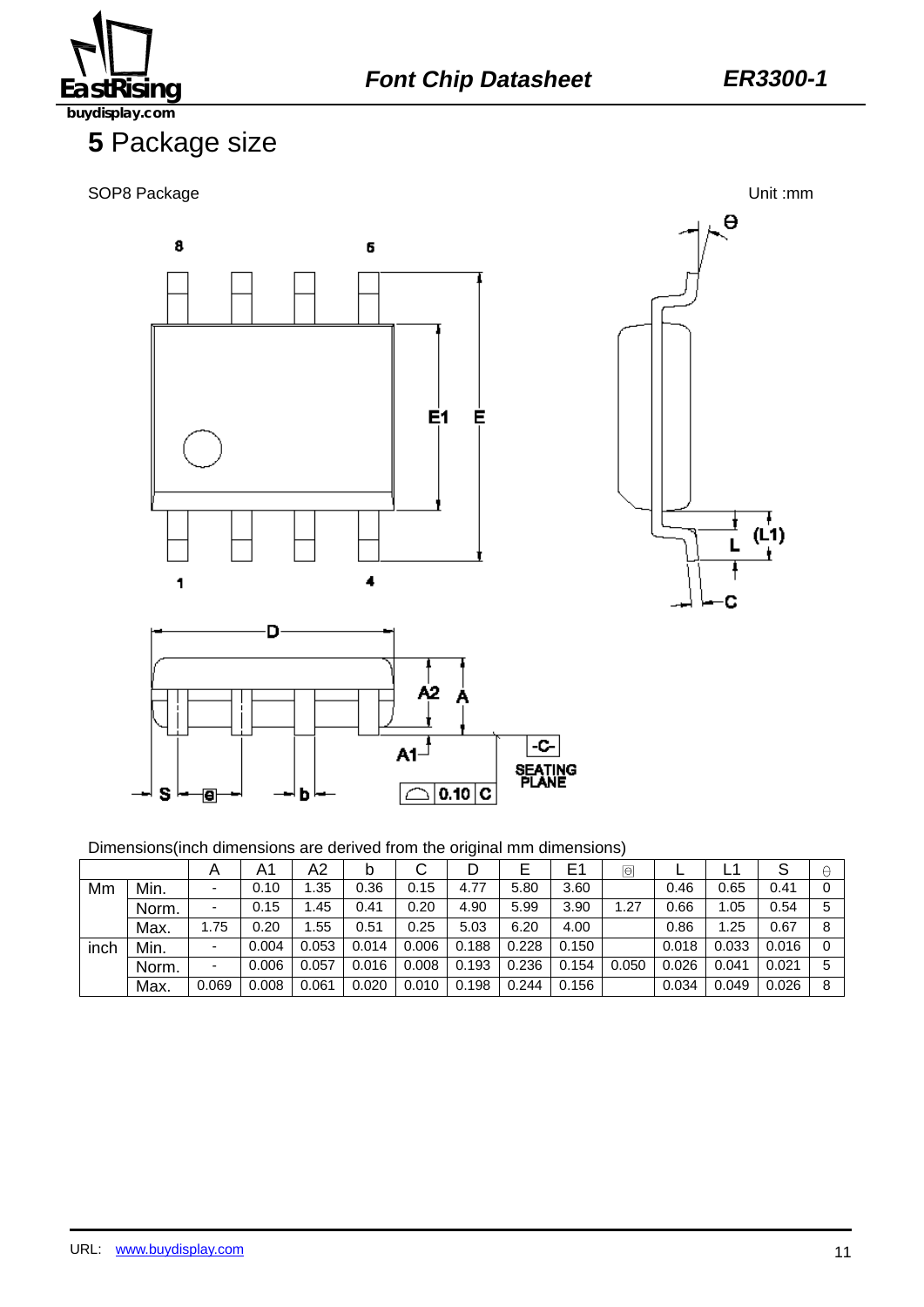## 5 Package size

SOP8 Package

Unit :mm

Dimensions(inch dimensions are derived from the original mm dimensions)

| | | A | A1 | A2 | b | C | D | E | E1 | e | L | L1 | S | θ |
|---|---|---|---|---|---|---|---|---|---|---|---|---|---|---|
| Mm | Min. | - | 0.10 | 1.35 | 0.36 | 0.15 | 4.77 | 5.80 | 3.60 | | 0.46 | 0.65 | 0.41 | 0 |
| | Norm. | - | 0.15 | 1.45 | 0.41 | 0.20 | 4.90 | 5.99 | 3.90 | 1.27 | 0.66 | 1.05 | 0.54 | 5 |
| | Max. | 1.75 | 0.20 | 1.55 | 0.51 | 0.25 | 5.03 | 6.20 | 4.00 | | 0.86 | 1.25 | 0.67 | 8 |
| inch | Min. | - | 0.004 | 0.053 | 0.014 | 0.006 | 0.188 | 0.228 | 0.150 | | 0.018 | 0.033 | 0.016 | 0 |
| | Norm. | - | 0.006 | 0.057 | 0.016 | 0.008 | 0.193 | 0.236 | 0.154 | 0.050 | 0.026 | 0.041 | 0.021 | 5 |
| | Max. | 0.069 | 0.008 | 0.061 | 0.020 | 0.010 | 0.198 | 0.244 | 0.156 | | 0.034 | 0.049 | 0.026 | 8 |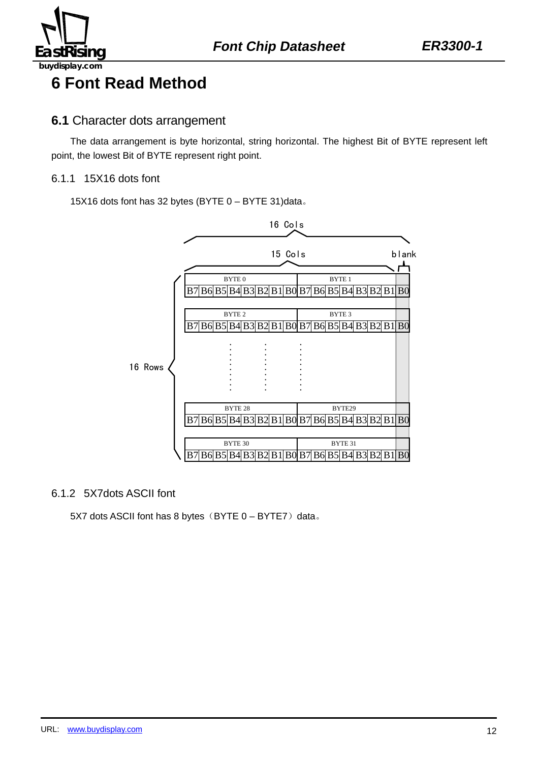# 6 Font Read Method

## 6.1 Character dots arrangement

The data arrangement is byte horizontal, string horizontal. The highest Bit of BYTE represent left point, the lowest Bit of BYTE represent right point.

### 6.1.1 15X16 dots font

15X16 dots font has 32 bytes (BYTE 0 – BYTE 31)data。

16 Cols

15 Cols | blank

16 Rows

| BYTE 0 | | | | | | | | BYTE 1 | | | | | | | |
|---|---|---|---|---|---|---|---|---|---|---|---|---|---|---|---|
| B7 | B6 | B5 | B4 | B3 | B2 | B1 | B0 | B7 | B6 | B5 | B4 | B3 | B2 | B1 | B0 |

| BYTE 2 | | | | | | | | BYTE 3 | | | | | | | |
|---|---|---|---|---|---|---|---|---|---|---|---|---|---|---|---|
| B7 | B6 | B5 | B4 | B3 | B2 | B1 | B0 | B7 | B6 | B5 | B4 | B3 | B2 | B1 | B0 |

⋮

| BYTE 28 | | | | | | | | BYTE29 | | | | | | | |
|---|---|---|---|---|---|---|---|---|---|---|---|---|---|---|---|
| B7 | B6 | B5 | B4 | B3 | B2 | B1 | B0 | B7 | B6 | B5 | B4 | B3 | B2 | B1 | B0 |

| BYTE 30 | | | | | | | | BYTE 31 | | | | | | | |
|---|---|---|---|---|---|---|---|---|---|---|---|---|---|---|---|
| B7 | B6 | B5 | B4 | B3 | B2 | B1 | B0 | B7 | B6 | B5 | B4 | B3 | B2 | B1 | B0 |

### 6.1.2 5X7dots ASCII font

5X7 dots ASCII font has 8 bytes（BYTE 0 – BYTE7）data。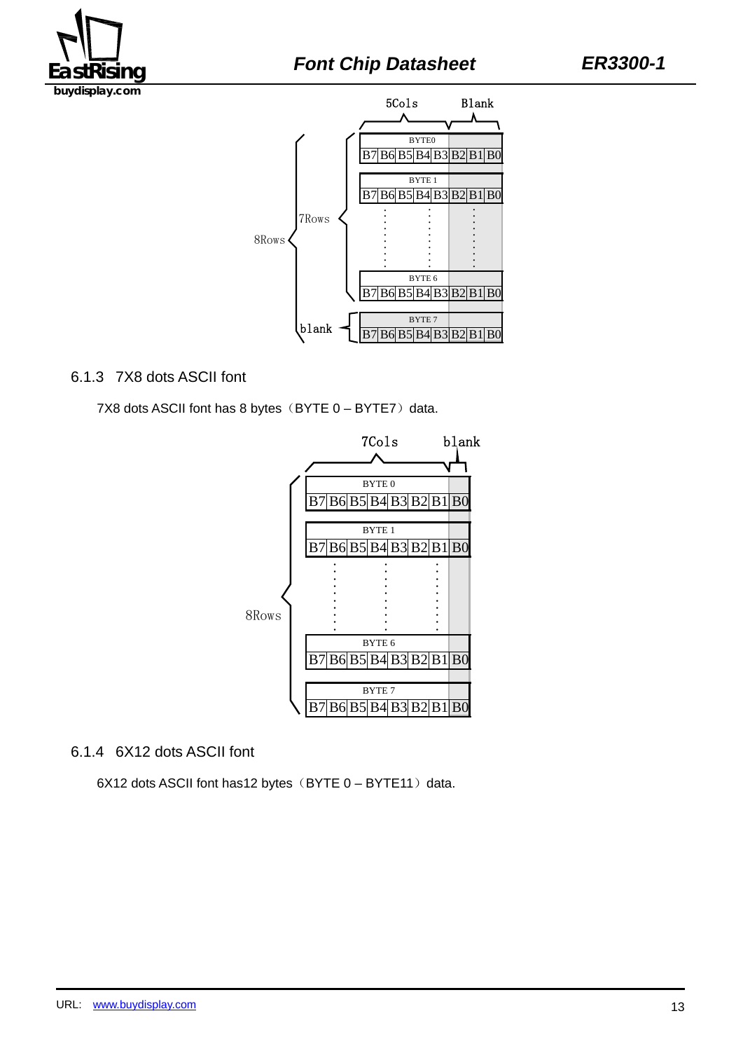### 6.1.3 7X8 dots ASCII font

7X8 dots ASCII font has 8 bytes（BYTE 0 – BYTE7）data.

### 6.1.4 6X12 dots ASCII font

6X12 dots ASCII font has12 bytes（BYTE 0 – BYTE11）data.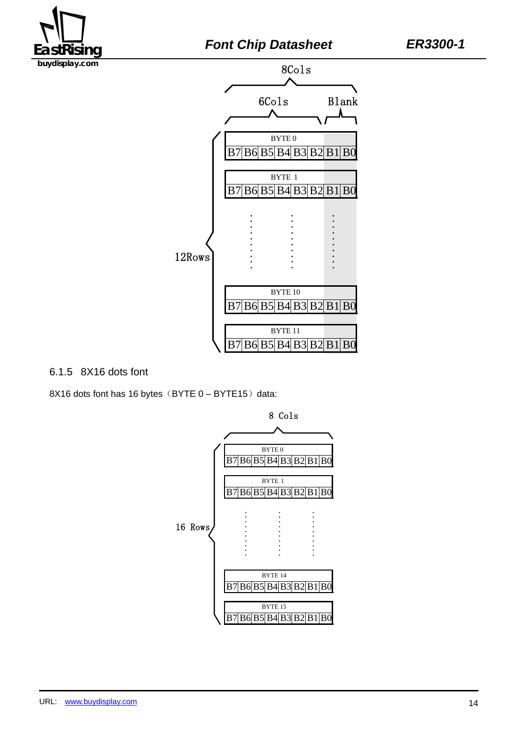8Cols

6Cols Blank

12Rows

| BYTE 0 | | | | | | | |
|---|---|---|---|---|---|---|---|
| B7 | B6 | B5 | B4 | B3 | B2 | B1 | B0 |

| BYTE 1 | | | | | | | |
|---|---|---|---|---|---|---|---|
| B7 | B6 | B5 | B4 | B3 | B2 | B1 | B0 |

⋮

| BYTE 10 | | | | | | | |
|---|---|---|---|---|---|---|---|
| B7 | B6 | B5 | B4 | B3 | B2 | B1 | B0 |

| BYTE 11 | | | | | | | |
|---|---|---|---|---|---|---|---|
| B7 | B6 | B5 | B4 | B3 | B2 | B1 | B0 |

### 6.1.5 8X16 dots font

8X16 dots font has 16 bytes（BYTE 0 – BYTE15）data:

8 Cols

16 Rows

| BYTE 0 | | | | | | | |
|---|---|---|---|---|---|---|---|
| B7 | B6 | B5 | B4 | B3 | B2 | B1 | B0 |

| BYTE 1 | | | | | | | |
|---|---|---|---|---|---|---|---|
| B7 | B6 | B5 | B4 | B3 | B2 | B1 | B0 |

⋮

| BYTE 14 | | | | | | | |
|---|---|---|---|---|---|---|---|
| B7 | B6 | B5 | B4 | B3 | B2 | B1 | B0 |

| BYTE 15 | | | | | | | |
|---|---|---|---|---|---|---|---|
| B7 | B6 | B5 | B4 | B3 | B2 | B1 | B0 |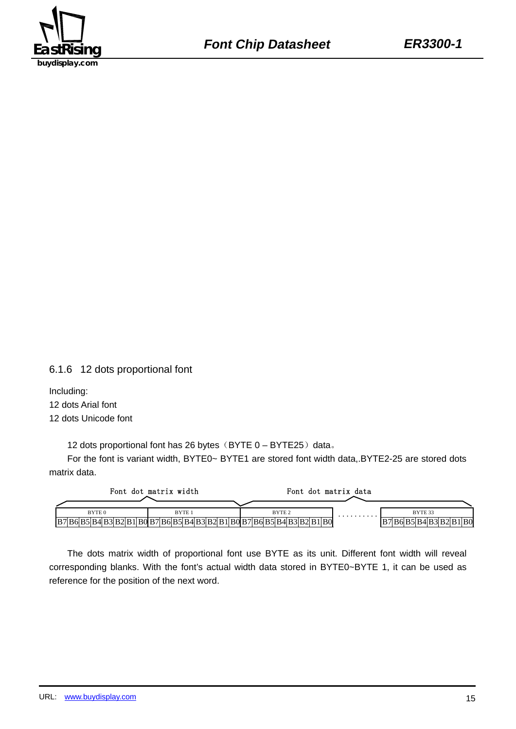### 6.1.6 12 dots proportional font

Including:

12 dots Arial font

12 dots Unicode font

12 dots proportional font has 26 bytes（BYTE 0 – BYTE25）data。

For the font is variant width, BYTE0~ BYTE1 are stored font width data,.BYTE2-25 are stored dots matrix data.

| Font dot matrix width | | Font dot matrix data | | |
|---|---|---|---|---|
| BYTE 0 | BYTE 1 | BYTE 2 | ......... | BYTE 33 |
| B7 B6 B5 B4 B3 B2 B1 B0 | B7 B6 B5 B4 B3 B2 B1 B0 | B7 B6 B5 B4 B3 B2 B1 B0 | | B7 B6 B5 B4 B3 B2 B1 B0 |

The dots matrix width of proportional font use BYTE as its unit. Different font width will reveal corresponding blanks. With the font's actual width data stored in BYTE0~BYTE 1, it can be used as reference for the position of the next word.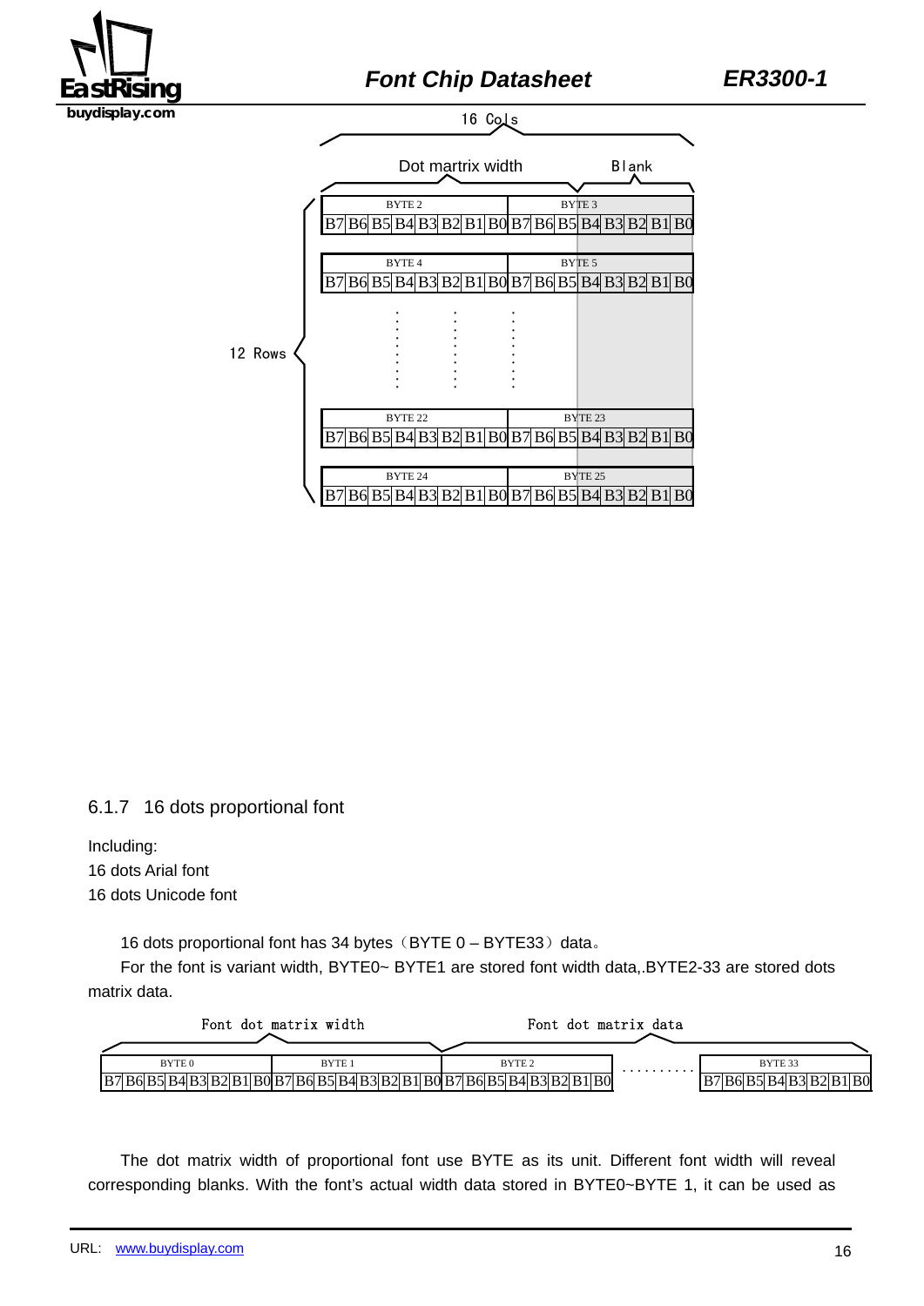16 Cols

| Dot martrix width | | | | | | | | | | | Blank | | | | |
|---|---|---|---|---|---|---|---|---|---|---|---|---|---|---|---|
| BYTE 2 | | | | | | | | BYTE 3 | | | | | | | |
| B7 | B6 | B5 | B4 | B3 | B2 | B1 | B0 | B7 | B6 | B5 | B4 | B3 | B2 | B1 | B0 |
| BYTE 4 | | | | | | | | BYTE 5 | | | | | | | |
| B7 | B6 | B5 | B4 | B3 | B2 | B1 | B0 | B7 | B6 | B5 | B4 | B3 | B2 | B1 | B0 |
| ⋮ | | | ⋮ | | | ⋮ | | | | | | | | | |
| BYTE 22 | | | | | | | | BYTE 23 | | | | | | | |
| B7 | B6 | B5 | B4 | B3 | B2 | B1 | B0 | B7 | B6 | B5 | B4 | B3 | B2 | B1 | B0 |
| BYTE 24 | | | | | | | | BYTE 25 | | | | | | | |
| B7 | B6 | B5 | B4 | B3 | B2 | B1 | B0 | B7 | B6 | B5 | B4 | B3 | B2 | B1 | B0 |

12 Rows

### 6.1.7 16 dots proportional font

Including:
16 dots Arial font
16 dots Unicode font

16 dots proportional font has 34 bytes（BYTE 0 – BYTE33）data。

For the font is variant width, BYTE0~ BYTE1 are stored font width data,.BYTE2-33 are stored dots matrix data.

| Font dot matrix width | | Font dot matrix data | | |
|---|---|---|---|---|
| BYTE 0 | BYTE 1 | BYTE 2 | .......... | BYTE 33 |
| B7 B6 B5 B4 B3 B2 B1 B0 | B7 B6 B5 B4 B3 B2 B1 B0 | B7 B6 B5 B4 B3 B2 B1 B0 | | B7 B6 B5 B4 B3 B2 B1 B0 |

The dot matrix width of proportional font use BYTE as its unit. Different font width will reveal corresponding blanks. With the font's actual width data stored in BYTE0~BYTE 1, it can be used as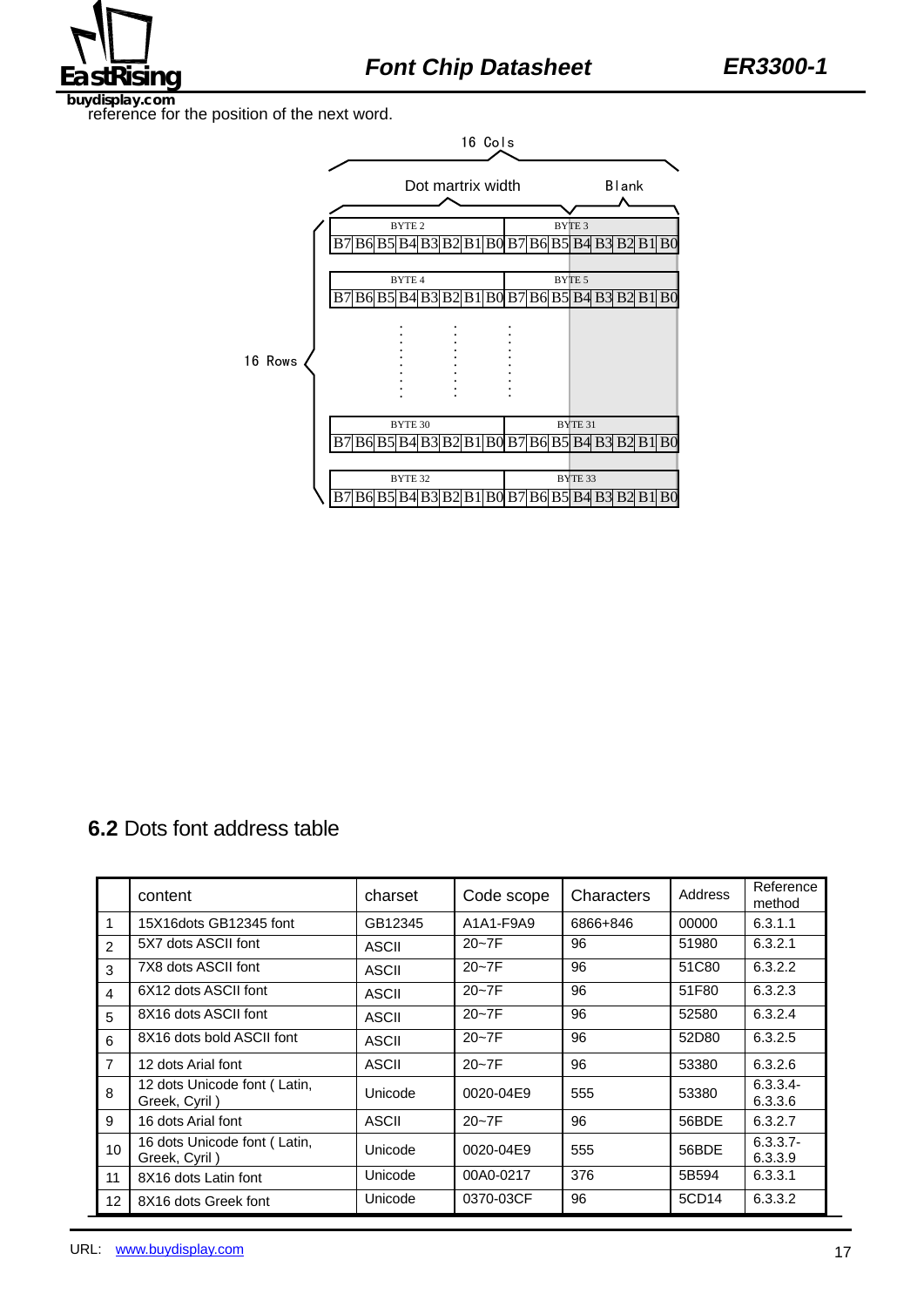reference for the position of the next word.

16 Cols

Dot martrix width    Blank

16 Rows

| BYTE 2 | | | | | | | | BYTE 3 | | | | | | | |
|---|---|---|---|---|---|---|---|---|---|---|---|---|---|---|---|
| B7 | B6 | B5 | B4 | B3 | B2 | B1 | B0 | B7 | B6 | B5 | B4 | B3 | B2 | B1 | B0 |

| BYTE 4 | | | | | | | | BYTE 5 | | | | | | | |
|---|---|---|---|---|---|---|---|---|---|---|---|---|---|---|---|
| B7 | B6 | B5 | B4 | B3 | B2 | B1 | B0 | B7 | B6 | B5 | B4 | B3 | B2 | B1 | B0 |

⋮

| BYTE 30 | | | | | | | | BYTE 31 | | | | | | | |
|---|---|---|---|---|---|---|---|---|---|---|---|---|---|---|---|
| B7 | B6 | B5 | B4 | B3 | B2 | B1 | B0 | B7 | B6 | B5 | B4 | B3 | B2 | B1 | B0 |

| BYTE 32 | | | | | | | | BYTE 33 | | | | | | | |
|---|---|---|---|---|---|---|---|---|---|---|---|---|---|---|---|
| B7 | B6 | B5 | B4 | B3 | B2 | B1 | B0 | B7 | B6 | B5 | B4 | B3 | B2 | B1 | B0 |

## 6.2 Dots font address table

| | content | charset | Code scope | Characters | Address | Reference method |
|---|---|---|---|---|---|---|
| 1 | 15X16dots GB12345 font | GB12345 | A1A1-F9A9 | 6866+846 | 00000 | 6.3.1.1 |
| 2 | 5X7 dots ASCII font | ASCII | 20~7F | 96 | 51980 | 6.3.2.1 |
| 3 | 7X8 dots ASCII font | ASCII | 20~7F | 96 | 51C80 | 6.3.2.2 |
| 4 | 6X12 dots ASCII font | ASCII | 20~7F | 96 | 51F80 | 6.3.2.3 |
| 5 | 8X16 dots ASCII font | ASCII | 20~7F | 96 | 52580 | 6.3.2.4 |
| 6 | 8X16 dots bold ASCII font | ASCII | 20~7F | 96 | 52D80 | 6.3.2.5 |
| 7 | 12 dots Arial font | ASCII | 20~7F | 96 | 53380 | 6.3.2.6 |
| 8 | 12 dots Unicode font ( Latin, Greek, Cyril ) | Unicode | 0020-04E9 | 555 | 53380 | 6.3.3.4-6.3.3.6 |
| 9 | 16 dots Arial font | ASCII | 20~7F | 96 | 56BDE | 6.3.2.7 |
| 10 | 16 dots Unicode font ( Latin, Greek, Cyril ) | Unicode | 0020-04E9 | 555 | 56BDE | 6.3.3.7-6.3.3.9 |
| 11 | 8X16 dots Latin font | Unicode | 00A0-0217 | 376 | 5B594 | 6.3.3.1 |
| 12 | 8X16 dots Greek font | Unicode | 0370-03CF | 96 | 5CD14 | 6.3.3.2 |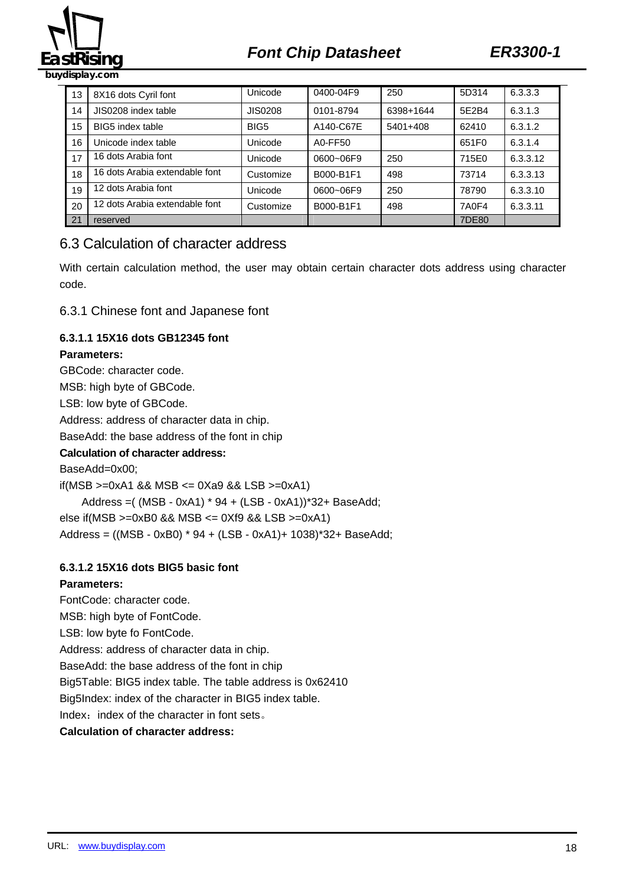| 13 | 8X16 dots Cyril font | Unicode | 0400-04F9 | 250 | 5D314 | 6.3.3.3 |
|---|---|---|---|---|---|---|
| 14 | JIS0208 index table | JIS0208 | 0101-8794 | 6398+1644 | 5E2B4 | 6.3.1.3 |
| 15 | BIG5 index table | BIG5 | A140-C67E | 5401+408 | 62410 | 6.3.1.2 |
| 16 | Unicode index table | Unicode | A0-FF50 | | 651F0 | 6.3.1.4 |
| 17 | 16 dots Arabia font | Unicode | 0600~06F9 | 250 | 715E0 | 6.3.3.12 |
| 18 | 16 dots Arabia extendable font | Customize | B000-B1F1 | 498 | 73714 | 6.3.3.13 |
| 19 | 12 dots Arabia font | Unicode | 0600~06F9 | 250 | 78790 | 6.3.3.10 |
| 20 | 12 dots Arabia extendable font | Customize | B000-B1F1 | 498 | 7A0F4 | 6.3.3.11 |
| 21 | reserved | | | | 7DE80 | |

## 6.3 Calculation of character address

With certain calculation method, the user may obtain certain character dots address using character code.

### 6.3.1 Chinese font and Japanese font

#### 6.3.1.1 15X16 dots GB12345 font

**Parameters:**

GBCode: character code.

MSB: high byte of GBCode.

LSB: low byte of GBCode.

Address: address of character data in chip.

BaseAdd: the base address of the font in chip

**Calculation of character address:**

```
BaseAdd=0x00;
if(MSB >=0xA1 && MSB <= 0Xa9 && LSB >=0xA1)
    Address =( (MSB - 0xA1) * 94 + (LSB - 0xA1))*32+ BaseAdd;
else if(MSB >=0xB0 && MSB <= 0Xf9 && LSB >=0xA1)
Address = ((MSB - 0xB0) * 94 + (LSB - 0xA1)+ 1038)*32+ BaseAdd;
```

#### 6.3.1.2 15X16 dots BIG5 basic font

**Parameters:**

FontCode: character code.

MSB: high byte of FontCode.

LSB: low byte fo FontCode.

Address: address of character data in chip.

BaseAdd: the base address of the font in chip

Big5Table: BIG5 index table. The table address is 0x62410

Big5Index: index of the character in BIG5 index table.

Index：index of the character in font sets。

**Calculation of character address:**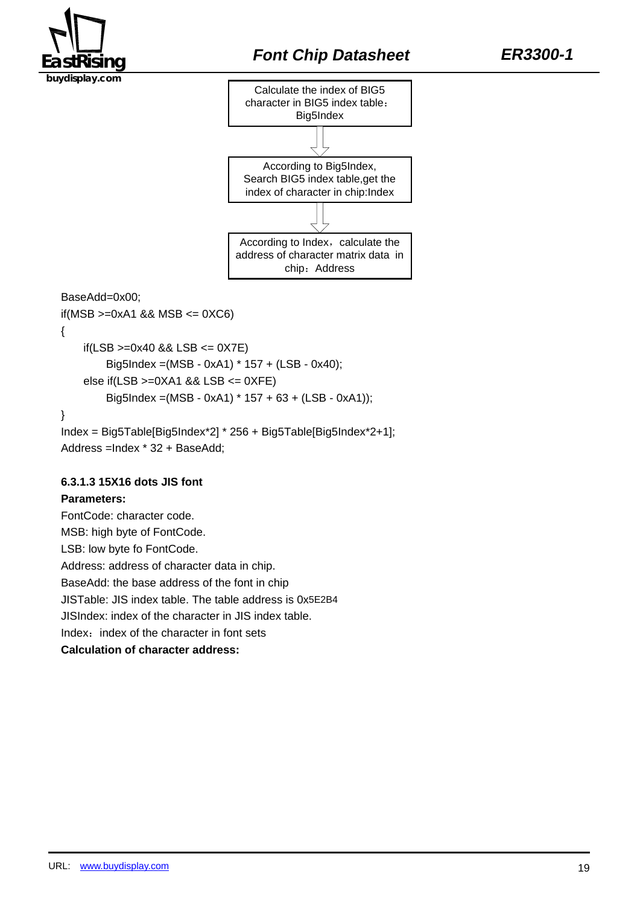Calculate the index of BIG5 character in BIG5 index table：Big5Index

⇓

According to Big5Index, Search BIG5 index table,get the index of character in chip:Index

⇓

According to Index，calculate the address of character matrix data in chip：Address

```
BaseAdd=0x00;
if(MSB >=0xA1 && MSB <= 0XC6)
{
    if(LSB >=0x40 && LSB <= 0X7E)
        Big5Index =(MSB - 0xA1) * 157 + (LSB - 0x40);
    else if(LSB >=0XA1 && LSB <= 0XFE)
        Big5Index =(MSB - 0xA1) * 157 + 63 + (LSB - 0xA1));
}
Index = Big5Table[Big5Index*2] * 256 + Big5Table[Big5Index*2+1];
Address =Index * 32 + BaseAdd;
```

#### 6.3.1.3 15X16 dots JIS font

**Parameters:**

FontCode: character code.

MSB: high byte of FontCode.

LSB: low byte fo FontCode.

Address: address of character data in chip.

BaseAdd: the base address of the font in chip

JISTable: JIS index table. The table address is 0x5E2B4

JISIndex: index of the character in JIS index table.

Index：index of the character in font sets

**Calculation of character address:**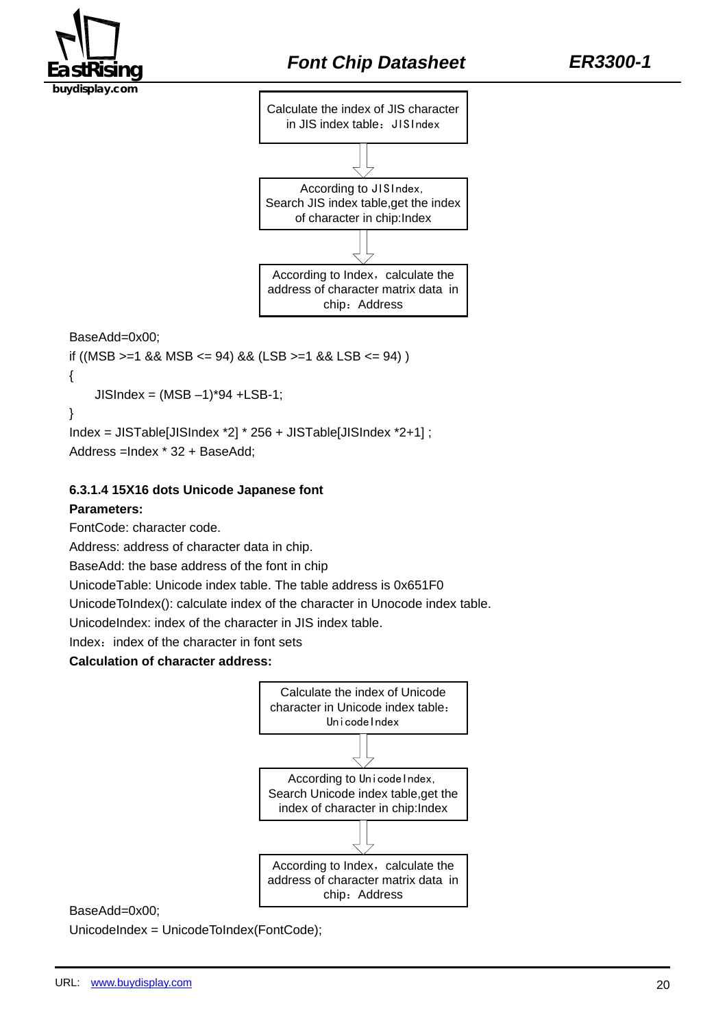Calculate the index of JIS character in JIS index table：JISIndex

↓

According to JISIndex, Search JIS index table,get the index of character in chip:Index

↓

According to Index，calculate the address of character matrix data in chip：Address

```
BaseAdd=0x00;
if ((MSB >=1 && MSB <= 94) && (LSB >=1 && LSB <= 94) )
{
    JISIndex = (MSB –1)*94 +LSB-1;
}
Index = JISTable[JISIndex *2] * 256 + JISTable[JISIndex *2+1] ;
Address =Index * 32 + BaseAdd;
```

#### 6.3.1.4 15X16 dots Unicode Japanese font

**Parameters:**

FontCode: character code.

Address: address of character data in chip.

BaseAdd: the base address of the font in chip

UnicodeTable: Unicode index table. The table address is 0x651F0

UnicodeToIndex(): calculate index of the character in Unocode index table.

UnicodeIndex: index of the character in JIS index table.

Index：index of the character in font sets

**Calculation of character address:**

Calculate the index of Unicode character in Unicode index table：UnicodeIndex

↓

According to UnicodeIndex, Search Unicode index table,get the index of character in chip:Index

↓

According to Index，calculate the address of character matrix data in chip：Address

```
BaseAdd=0x00;
UnicodeIndex = UnicodeToIndex(FontCode);
```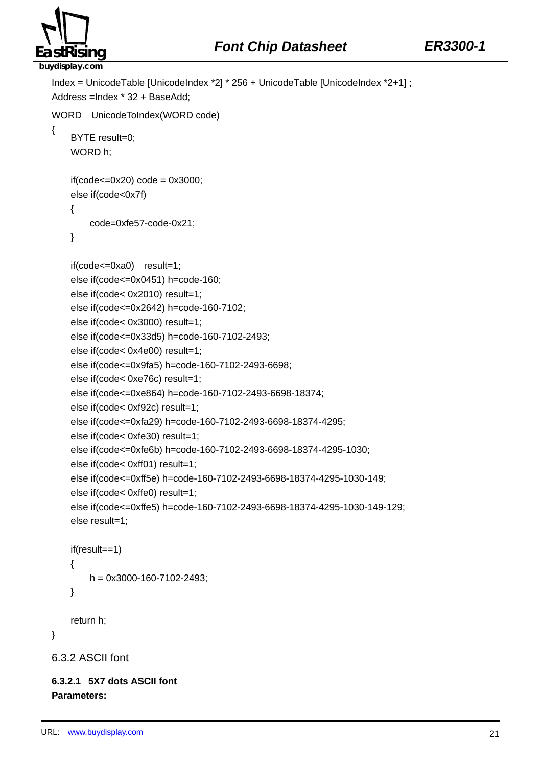Index = UnicodeTable [UnicodeIndex *2] * 256 + UnicodeTable [UnicodeIndex *2+1] ;
Address =Index * 32 + BaseAdd;

```
WORD   UnicodeToIndex(WORD code)
{
    BYTE result=0;
    WORD h;

    if(code<=0x20) code = 0x3000;
    else if(code<0x7f)
    {
        code=0xfe57-code-0x21;
    }

    if(code<=0xa0)   result=1;
    else if(code<=0x0451) h=code-160;
    else if(code< 0x2010) result=1;
    else if(code<=0x2642) h=code-160-7102;
    else if(code< 0x3000) result=1;
    else if(code<=0x33d5) h=code-160-7102-2493;
    else if(code< 0x4e00) result=1;
    else if(code<=0x9fa5) h=code-160-7102-2493-6698;
    else if(code< 0xe76c) result=1;
    else if(code<=0xe864) h=code-160-7102-2493-6698-18374;
    else if(code< 0xf92c) result=1;
    else if(code<=0xfa29) h=code-160-7102-2493-6698-18374-4295;
    else if(code< 0xfe30) result=1;
    else if(code<=0xfe6b) h=code-160-7102-2493-6698-18374-4295-1030;
    else if(code< 0xff01) result=1;
    else if(code<=0xff5e) h=code-160-7102-2493-6698-18374-4295-1030-149;
    else if(code< 0xffe0) result=1;
    else if(code<=0xffe5) h=code-160-7102-2493-6698-18374-4295-1030-149-129;
    else result=1;

    if(result==1)
    {
        h = 0x3000-160-7102-2493;
    }

    return h;
}
```

### 6.3.2 ASCII font

#### 6.3.2.1 5X7 dots ASCII font

**Parameters:**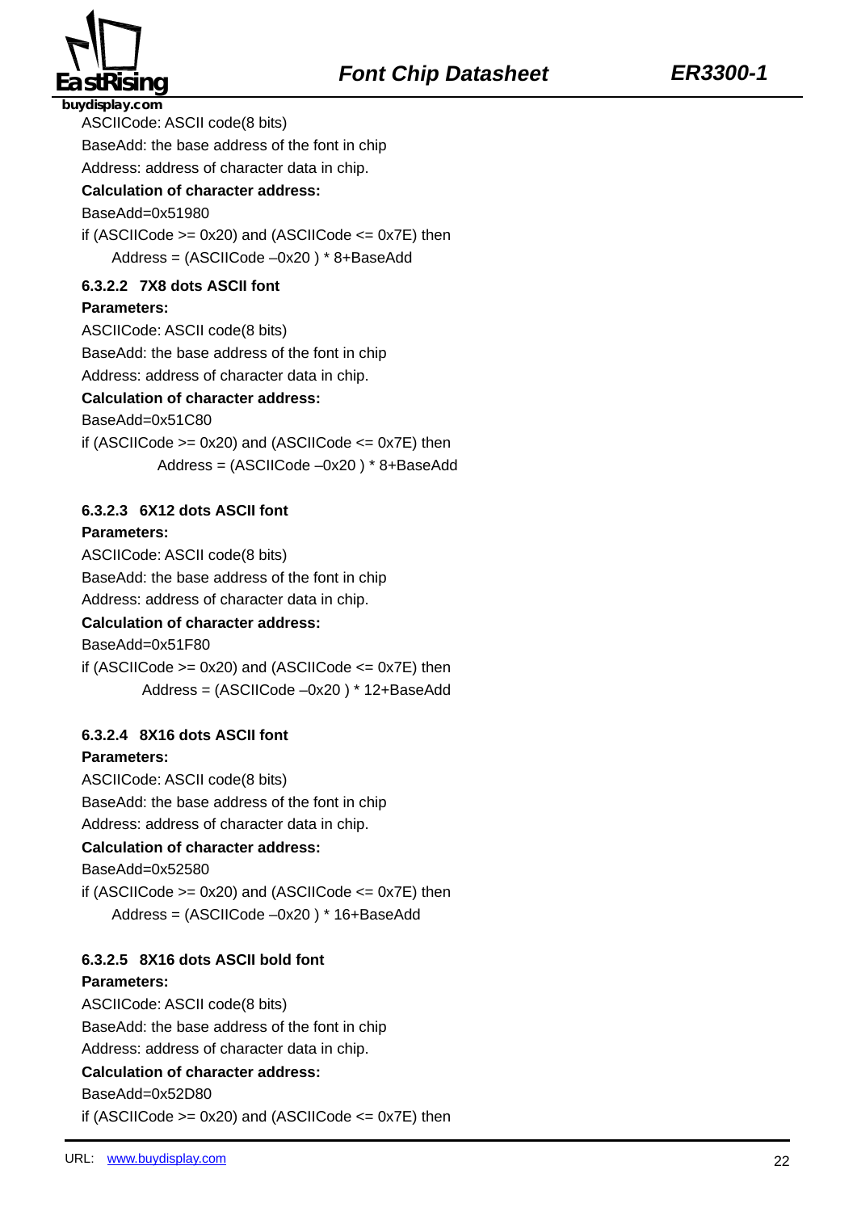ASCIICode: ASCII code(8 bits)

BaseAdd: the base address of the font in chip

Address: address of character data in chip.

**Calculation of character address:**

BaseAdd=0x51980

if (ASCIICode >= 0x20) and (ASCIICode <= 0x7E) then

Address = (ASCIICode –0x20 ) * 8+BaseAdd

#### 6.3.2.2 7X8 dots ASCII font

**Parameters:**

ASCIICode: ASCII code(8 bits)

BaseAdd: the base address of the font in chip

Address: address of character data in chip.

**Calculation of character address:**

BaseAdd=0x51C80

if (ASCIICode >= 0x20) and (ASCIICode <= 0x7E) then

Address = (ASCIICode –0x20 ) * 8+BaseAdd

#### 6.3.2.3 6X12 dots ASCII font

**Parameters:**

ASCIICode: ASCII code(8 bits)

BaseAdd: the base address of the font in chip

Address: address of character data in chip.

**Calculation of character address:**

BaseAdd=0x51F80

if (ASCIICode >= 0x20) and (ASCIICode <= 0x7E) then

Address = (ASCIICode –0x20 ) * 12+BaseAdd

#### 6.3.2.4 8X16 dots ASCII font

**Parameters:**

ASCIICode: ASCII code(8 bits)

BaseAdd: the base address of the font in chip

Address: address of character data in chip.

**Calculation of character address:**

BaseAdd=0x52580

if (ASCIICode >= 0x20) and (ASCIICode <= 0x7E) then

Address = (ASCIICode –0x20 ) * 16+BaseAdd

#### 6.3.2.5 8X16 dots ASCII bold font

**Parameters:**

ASCIICode: ASCII code(8 bits)

BaseAdd: the base address of the font in chip

Address: address of character data in chip.

**Calculation of character address:**

BaseAdd=0x52D80

if (ASCIICode >= 0x20) and (ASCIICode <= 0x7E) then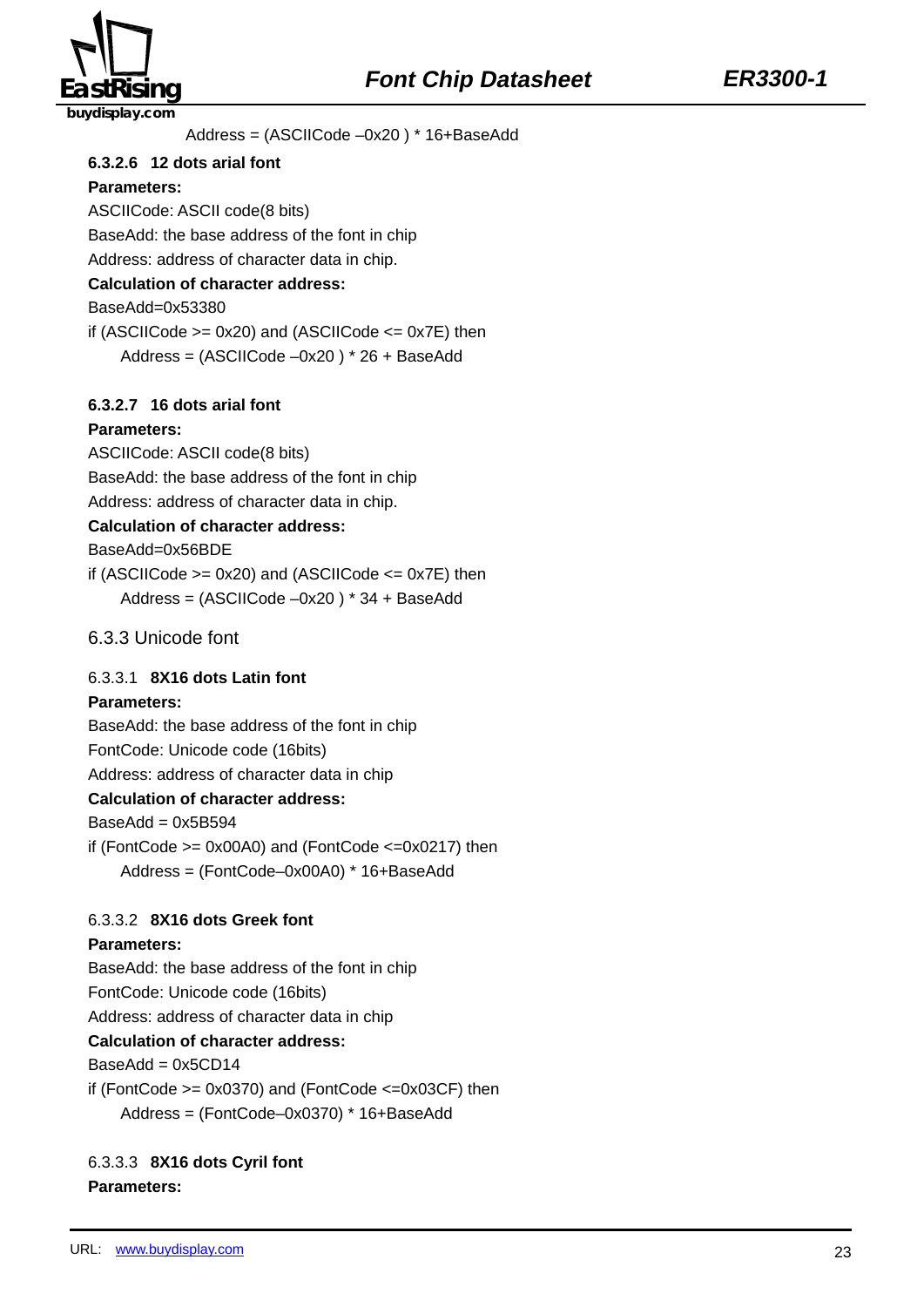Address = (ASCIICode –0x20 ) * 16+BaseAdd

#### 6.3.2.6 12 dots arial font

**Parameters:**

ASCIICode: ASCII code(8 bits)

BaseAdd: the base address of the font in chip

Address: address of character data in chip.

**Calculation of character address:**

BaseAdd=0x53380

if (ASCIICode >= 0x20) and (ASCIICode <= 0x7E) then

Address = (ASCIICode –0x20 ) * 26 + BaseAdd

#### 6.3.2.7 16 dots arial font

**Parameters:**

ASCIICode: ASCII code(8 bits)

BaseAdd: the base address of the font in chip

Address: address of character data in chip.

**Calculation of character address:**

BaseAdd=0x56BDE

if (ASCIICode >= 0x20) and (ASCIICode <= 0x7E) then

Address = (ASCIICode –0x20 ) * 34 + BaseAdd

### 6.3.3 Unicode font

#### 6.3.3.1 8X16 dots Latin font

**Parameters:**

BaseAdd: the base address of the font in chip

FontCode: Unicode code (16bits)

Address: address of character data in chip

**Calculation of character address:**

BaseAdd = 0x5B594

if (FontCode >= 0x00A0) and (FontCode <=0x0217) then

Address = (FontCode–0x00A0) * 16+BaseAdd

#### 6.3.3.2 8X16 dots Greek font

**Parameters:**

BaseAdd: the base address of the font in chip

FontCode: Unicode code (16bits)

Address: address of character data in chip

**Calculation of character address:**

BaseAdd = 0x5CD14

if (FontCode >= 0x0370) and (FontCode <=0x03CF) then

Address = (FontCode–0x0370) * 16+BaseAdd

#### 6.3.3.3 8X16 dots Cyril font

**Parameters:**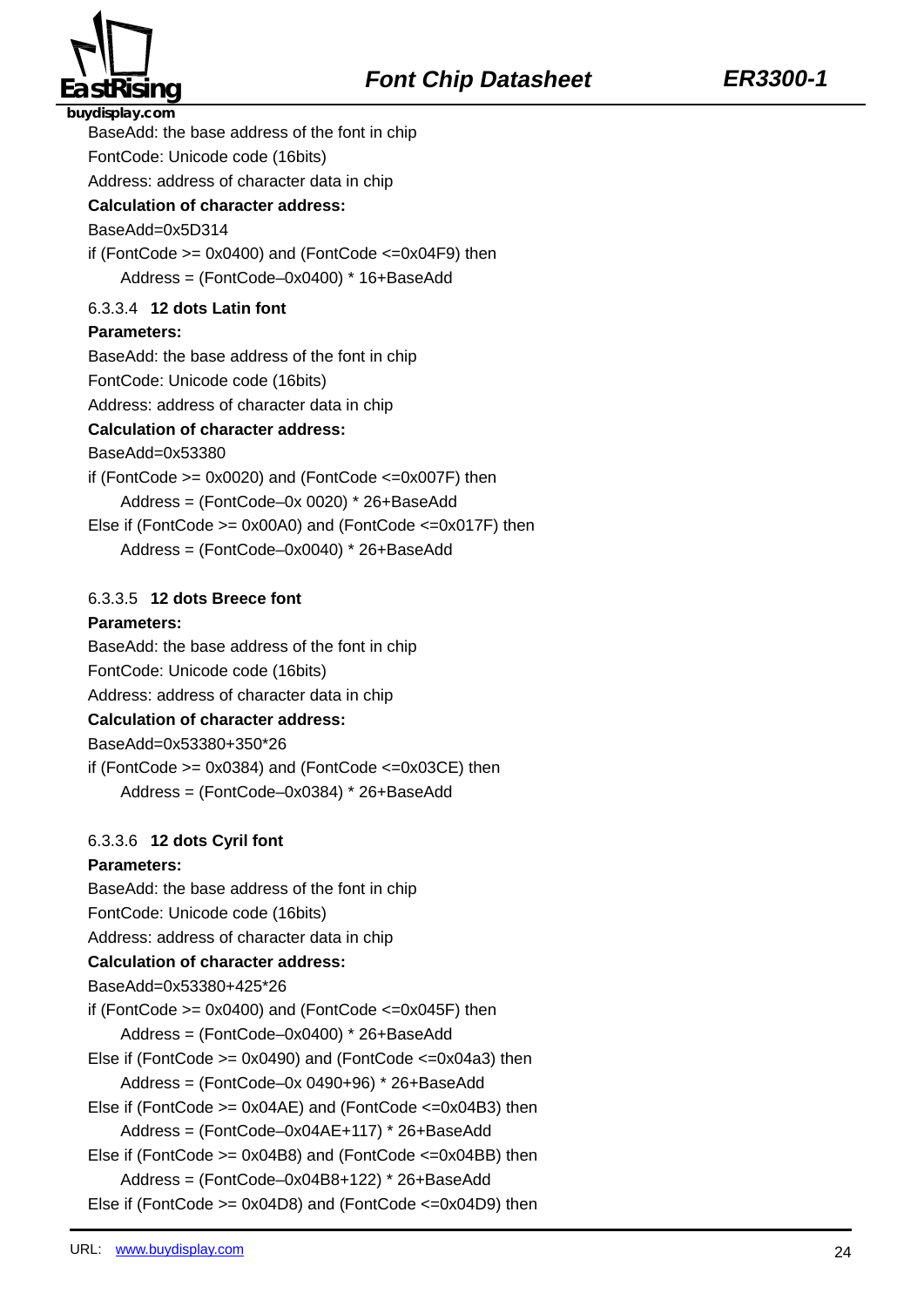BaseAdd: the base address of the font in chip

FontCode: Unicode code (16bits)

Address: address of character data in chip

**Calculation of character address:**

BaseAdd=0x5D314

if (FontCode >= 0x0400) and (FontCode <=0x04F9) then

    Address = (FontCode–0x0400) * 16+BaseAdd

#### 6.3.3.4 **12 dots Latin font**

**Parameters:**

BaseAdd: the base address of the font in chip

FontCode: Unicode code (16bits)

Address: address of character data in chip

**Calculation of character address:**

BaseAdd=0x53380

if (FontCode >= 0x0020) and (FontCode <=0x007F) then

    Address = (FontCode–0x 0020) * 26+BaseAdd

Else if (FontCode >= 0x00A0) and (FontCode <=0x017F) then

    Address = (FontCode–0x0040) * 26+BaseAdd

#### 6.3.3.5 **12 dots Breece font**

**Parameters:**

BaseAdd: the base address of the font in chip

FontCode: Unicode code (16bits)

Address: address of character data in chip

**Calculation of character address:**

BaseAdd=0x53380+350*26

if (FontCode >= 0x0384) and (FontCode <=0x03CE) then

    Address = (FontCode–0x0384) * 26+BaseAdd

#### 6.3.3.6 **12 dots Cyril font**

**Parameters:**

BaseAdd: the base address of the font in chip

FontCode: Unicode code (16bits)

Address: address of character data in chip

**Calculation of character address:**

BaseAdd=0x53380+425*26

if (FontCode >= 0x0400) and (FontCode <=0x045F) then

    Address = (FontCode–0x0400) * 26+BaseAdd

Else if (FontCode >= 0x0490) and (FontCode <=0x04a3) then

    Address = (FontCode–0x 0490+96) * 26+BaseAdd

Else if (FontCode >= 0x04AE) and (FontCode <=0x04B3) then

    Address = (FontCode–0x04AE+117) * 26+BaseAdd

Else if (FontCode >= 0x04B8) and (FontCode <=0x04BB) then

    Address = (FontCode–0x04B8+122) * 26+BaseAdd

Else if (FontCode >= 0x04D8) and (FontCode <=0x04D9) then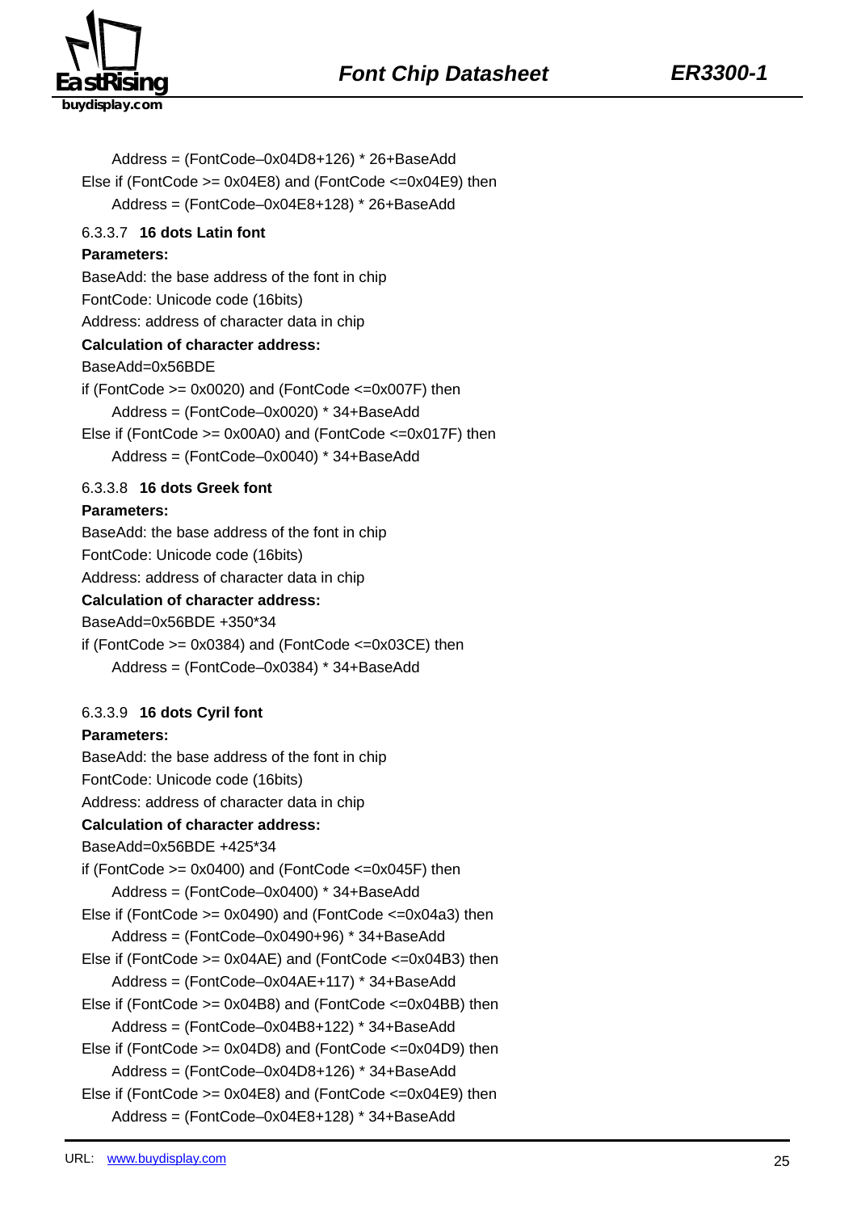Address = (FontCode–0x04D8+126) * 26+BaseAdd

Else if (FontCode >= 0x04E8) and (FontCode <=0x04E9) then

Address = (FontCode–0x04E8+128) * 26+BaseAdd

#### 6.3.3.7 16 dots Latin font

**Parameters:**

BaseAdd: the base address of the font in chip

FontCode: Unicode code (16bits)

Address: address of character data in chip

**Calculation of character address:**

BaseAdd=0x56BDE

if (FontCode >= 0x0020) and (FontCode <=0x007F) then

Address = (FontCode–0x0020) * 34+BaseAdd

Else if (FontCode >= 0x00A0) and (FontCode <=0x017F) then

Address = (FontCode–0x0040) * 34+BaseAdd

#### 6.3.3.8 16 dots Greek font

**Parameters:**

BaseAdd: the base address of the font in chip

FontCode: Unicode code (16bits)

Address: address of character data in chip

**Calculation of character address:**

BaseAdd=0x56BDE +350*34

if (FontCode >= 0x0384) and (FontCode <=0x03CE) then

Address = (FontCode–0x0384) * 34+BaseAdd

#### 6.3.3.9 16 dots Cyril font

**Parameters:**

BaseAdd: the base address of the font in chip

FontCode: Unicode code (16bits)

Address: address of character data in chip

**Calculation of character address:**

BaseAdd=0x56BDE +425*34

if (FontCode >= 0x0400) and (FontCode <=0x045F) then

Address = (FontCode–0x0400) * 34+BaseAdd

Else if (FontCode >= 0x0490) and (FontCode <=0x04a3) then

Address = (FontCode–0x0490+96) * 34+BaseAdd

Else if (FontCode >= 0x04AE) and (FontCode <=0x04B3) then

Address = (FontCode–0x04AE+117) * 34+BaseAdd

Else if (FontCode >= 0x04B8) and (FontCode <=0x04BB) then

Address = (FontCode–0x04B8+122) * 34+BaseAdd

Else if (FontCode >= 0x04D8) and (FontCode <=0x04D9) then

Address = (FontCode–0x04D8+126) * 34+BaseAdd

Else if (FontCode >= 0x04E8) and (FontCode <=0x04E9) then

Address = (FontCode–0x04E8+128) * 34+BaseAdd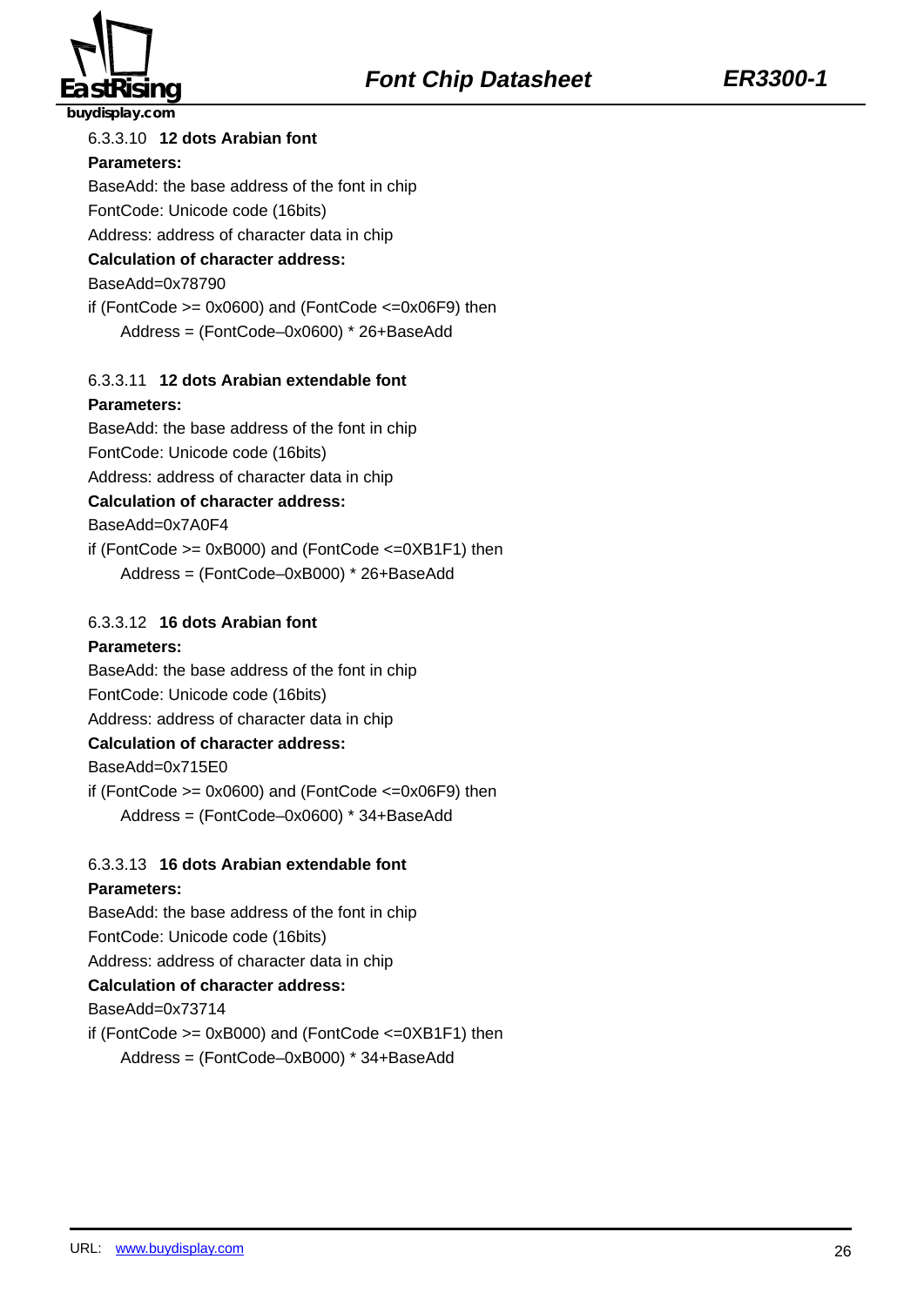#### 6.3.3.10 12 dots Arabian font

**Parameters:**

BaseAdd: the base address of the font in chip

FontCode: Unicode code (16bits)

Address: address of character data in chip

**Calculation of character address:**

BaseAdd=0x78790

if (FontCode >= 0x0600) and (FontCode <=0x06F9) then

Address = (FontCode–0x0600) * 26+BaseAdd

#### 6.3.3.11 12 dots Arabian extendable font

**Parameters:**

BaseAdd: the base address of the font in chip

FontCode: Unicode code (16bits)

Address: address of character data in chip

**Calculation of character address:**

BaseAdd=0x7A0F4

if (FontCode >= 0xB000) and (FontCode <=0XB1F1) then

Address = (FontCode–0xB000) * 26+BaseAdd

#### 6.3.3.12 16 dots Arabian font

**Parameters:**

BaseAdd: the base address of the font in chip

FontCode: Unicode code (16bits)

Address: address of character data in chip

**Calculation of character address:**

BaseAdd=0x715E0

if (FontCode >= 0x0600) and (FontCode <=0x06F9) then

Address = (FontCode–0x0600) * 34+BaseAdd

#### 6.3.3.13 16 dots Arabian extendable font

**Parameters:**

BaseAdd: the base address of the font in chip

FontCode: Unicode code (16bits)

Address: address of character data in chip

**Calculation of character address:**

BaseAdd=0x73714

if (FontCode >= 0xB000) and (FontCode <=0XB1F1) then

Address = (FontCode–0xB000) * 34+BaseAdd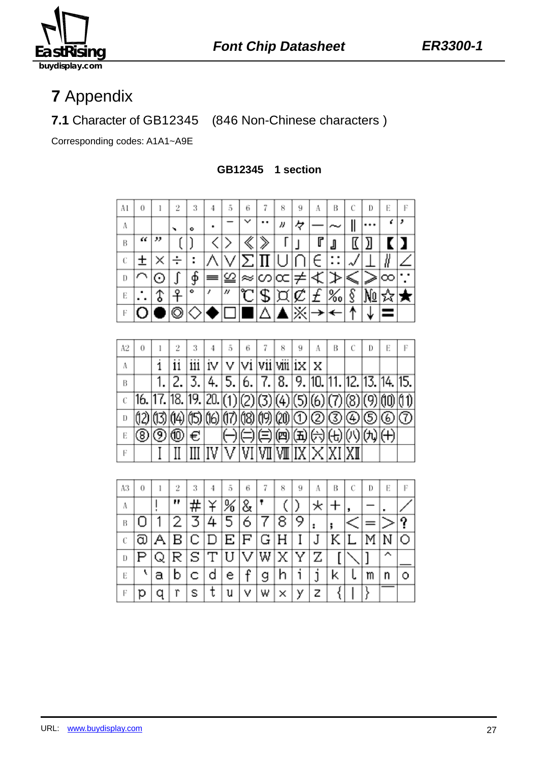# 7 Appendix

## 7.1 Character of GB12345 (846 Non-Chinese characters )

Corresponding codes: A1A1~A9E

**GB12345 1 section**

| A1 | 0 | 1 | 2 | 3 | 4 | 5 | 6 | 7 | 8 | 9 | A | B | C | D | E | F |
|---|---|---|---|---|---|---|---|---|---|---|---|---|---|---|---|---|
| A | | | 、 | 。 | · | ˉ | ˇ | ¨ | 〃 | 々 | — | ～ | ‖ | … | ‘ | ’ |
| B | “ | ” | 〔 | 〕 | 〈 | 〉 | 《 | 》 | 「 | 」 | 『 | 』 | 〖 | 〗 | 【 | 】 |
| C | ± | × | ÷ | ∶ | ∧ | ∨ | ∑ | ∏ | ∪ | ∩ | ∈ | ∷ | √ | ⊥ | ∥ | ∠ |
| D | ⌒ | ⊙ | ∫ | ∮ | ≡ | ≌ | ≈ | ∽ | ∝ | ≠ | ≮ | ≯ | ≤ | ≥ | ∞ | ∵ |
| E | ∴ | ♂ | ♀ | ° | ′ | ″ | ℃ | ＄ | ¤ | ￠ | ￡ | ‰ | § | № | ☆ | ★ |
| F | ○ | ● | ◎ | ◇ | ◆ | □ | ■ | △ | ▲ | ※ | → | ← | ↑ | ↓ | 〓 | |

| A2 | 0 | 1 | 2 | 3 | 4 | 5 | 6 | 7 | 8 | 9 | A | B | C | D | E | F |
|---|---|---|---|---|---|---|---|---|---|---|---|---|---|---|---|---|
| A | | ⅰ | ⅱ | ⅲ | ⅳ | ⅴ | ⅵ | ⅶ | ⅷ | ⅸ | ⅹ | | | | | |
| B | | ⒈ | ⒉ | ⒊ | ⒋ | ⒌ | ⒍ | ⒎ | ⒏ | ⒐ | ⒑ | ⒒ | ⒓ | ⒔ | ⒕ | ⒖ |
| C | ⒗ | ⒘ | ⒙ | ⒚ | ⒛ | ⑴ | ⑵ | ⑶ | ⑷ | ⑸ | ⑹ | ⑺ | ⑻ | ⑼ | ⑽ | ⑾ |
| D | ⑿ | ⒀ | ⒁ | ⒂ | ⒃ | ⒄ | ⒅ | ⒆ | ⒇ | ① | ② | ③ | ④ | ⑤ | ⑥ | ⑦ |
| E | ⑧ | ⑨ | ⑩ | € | | ㈠ | ㈡ | ㈢ | ㈣ | ㈤ | ㈥ | ㈦ | ㈧ | ㈨ | ㈩ | |
| F | | Ⅰ | Ⅱ | Ⅲ | Ⅳ | Ⅴ | Ⅵ | Ⅶ | Ⅷ | Ⅸ | Ⅹ | Ⅺ | Ⅻ | | | |

| A3 | 0 | 1 | 2 | 3 | 4 | 5 | 6 | 7 | 8 | 9 | A | B | C | D | E | F |
|---|---|---|---|---|---|---|---|---|---|---|---|---|---|---|---|---|
| A | | ！ | ＂ | ＃ | ￥ | ％ | ＆ | ＇ | （ | ） | ＊ | ＋ | ， | － | ． | ／ |
| B | ０ | １ | ２ | ３ | ４ | ５ | ６ | ７ | ８ | ９ | ： | ； | ＜ | ＝ | ＞ | ？ |
| C | ＠ | Ａ | Ｂ | Ｃ | Ｄ | Ｅ | Ｆ | Ｇ | Ｈ | Ｉ | Ｊ | Ｋ | Ｌ | Ｍ | Ｎ | Ｏ |
| D | Ｐ | Ｑ | Ｒ | Ｓ | Ｔ | Ｕ | Ｖ | Ｗ | Ｘ | Ｙ | Ｚ | ［ | ＼ | ］ | ＾ | ＿ |
| E | ｀ | ａ | ｂ | ｃ | ｄ | ｅ | ｆ | ｇ | ｈ | ｉ | ｊ | ｋ | ｌ | ｍ | ｎ | ｏ |
| F | ｐ | ｑ | ｒ | ｓ | ｔ | ｕ | ｖ | ｗ | ｘ | ｙ | ｚ | ｛ | ｜ | ｝ | ￣ | |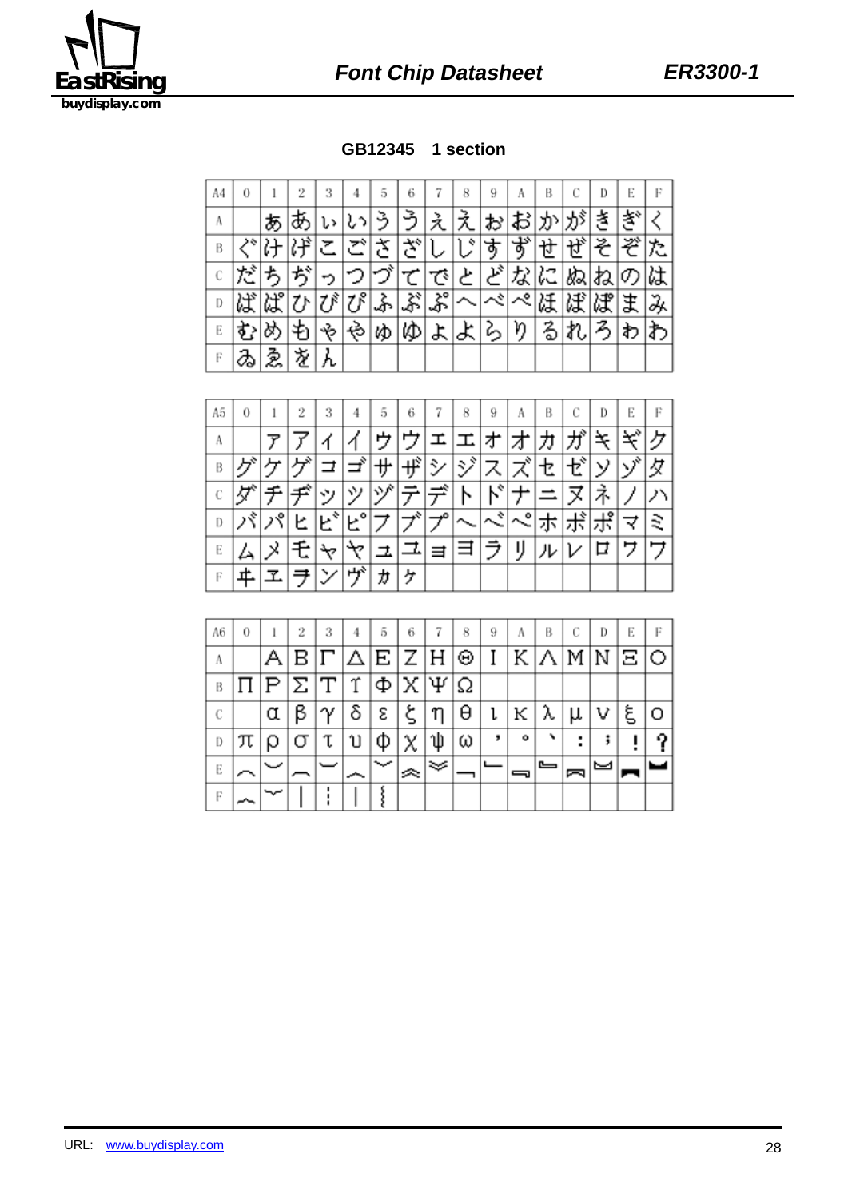## GB12345 1 section

| A4 | 0 | 1 | 2 | 3 | 4 | 5 | 6 | 7 | 8 | 9 | A | B | C | D | E | F |
|---|---|---|---|---|---|---|---|---|---|---|---|---|---|---|---|---|
| A | | ぁ | あ | ぃ | い | ぅ | う | ぇ | え | ぉ | お | か | が | き | ぎ | く |
| B | ぐ | け | げ | こ | ご | さ | ざ | し | じ | す | ず | せ | ぜ | そ | ぞ | た |
| C | だ | ち | ぢ | っ | つ | づ | て | で | と | ど | な | に | ぬ | ね | の | は |
| D | ば | ぱ | ひ | び | ぴ | ふ | ぶ | ぷ | へ | べ | ぺ | ほ | ぼ | ぽ | ま | み |
| E | む | め | も | ゃ | や | ゅ | ゆ | ょ | よ | ら | り | る | れ | ろ | ゎ | わ |
| F | ゐ | ゑ | を | ん | | | | | | | | | | | | |

| A5 | 0 | 1 | 2 | 3 | 4 | 5 | 6 | 7 | 8 | 9 | A | B | C | D | E | F |
|---|---|---|---|---|---|---|---|---|---|---|---|---|---|---|---|---|
| A | | ァ | ア | ィ | イ | ゥ | ウ | ェ | エ | ォ | オ | カ | ガ | キ | ギ | ク |
| B | グ | ケ | ゲ | コ | ゴ | サ | ザ | シ | ジ | ス | ズ | セ | ゼ | ソ | ゾ | タ |
| C | ダ | チ | ヂ | ッ | ツ | ヅ | テ | デ | ト | ド | ナ | ニ | ヌ | ネ | ノ | ハ |
| D | バ | パ | ヒ | ビ | ピ | フ | ブ | プ | ヘ | ベ | ペ | ホ | ボ | ポ | マ | ミ |
| E | ム | メ | モ | ャ | ヤ | ュ | ユ | ョ | ヨ | ラ | リ | ル | レ | ロ | ヮ | ワ |
| F | ヰ | ヱ | ヲ | ン | ヴ | ヵ | ヶ | | | | | | | | | |

| A6 | 0 | 1 | 2 | 3 | 4 | 5 | 6 | 7 | 8 | 9 | A | B | C | D | E | F |
|---|---|---|---|---|---|---|---|---|---|---|---|---|---|---|---|---|
| A | | Α | Β | Γ | Δ | Ε | Ζ | Η | Θ | Ι | Κ | Λ | Μ | Ν | Ξ | Ο |
| B | Π | Ρ | Σ | Τ | Υ | Φ | Χ | Ψ | Ω | | | | | | | |
| C | | α | β | γ | δ | ε | ζ | η | θ | ι | κ | λ | μ | ν | ξ | ο |
| D | π | ρ | σ | τ | υ | φ | χ | ψ | ω | ︐ | ︒ | ︑ | ︓ | ︔ | ︕ | ︖ |
| E | ︵ | ︶ | ︹ | ︺ | ︿ | ﹀ | ︽ | ︾ | ﹁ | ﹂ | ﹃ | ﹄ | ︻ | ︼ | ︻ | ︼ |
| F | ︷ | ︸ | ︱ | ︙ | ︳ | ︴ | | | | | | | | | | |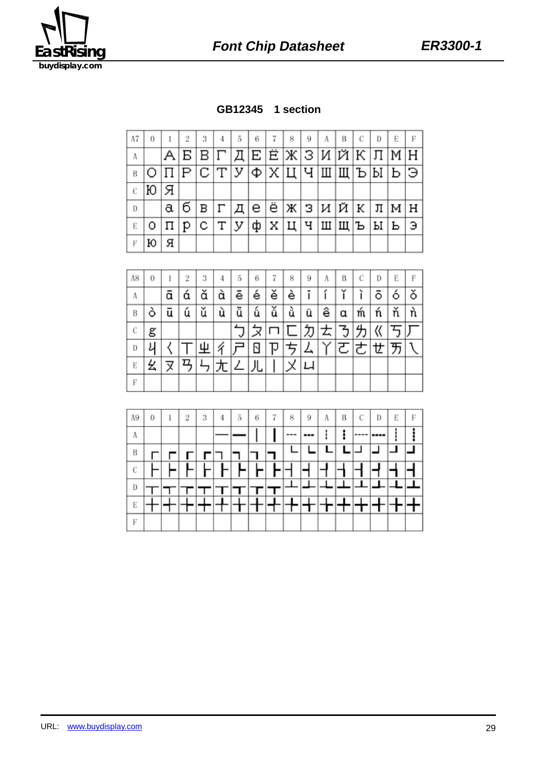## GB12345 1 section

| A7 | 0 | 1 | 2 | 3 | 4 | 5 | 6 | 7 | 8 | 9 | A | B | C | D | E | F |
|---|---|---|---|---|---|---|---|---|---|---|---|---|---|---|---|---|
| A | | А | Б | В | Г | Д | Е | Ё | Ж | З | И | Й | К | Л | М | Н |
| B | О | П | Р | С | Т | У | Ф | Х | Ц | Ч | Ш | Щ | Ъ | Ы | Ь | Э |
| C | Ю | Я | | | | | | | | | | | | | | |
| D | | а | б | в | г | д | е | ё | ж | з | и | й | к | л | м | н |
| E | о | п | р | с | т | у | ф | х | ц | ч | ш | щ | ъ | ы | ь | э |
| F | ю | я | | | | | | | | | | | | | | |

| A8 | 0 | 1 | 2 | 3 | 4 | 5 | 6 | 7 | 8 | 9 | A | B | C | D | E | F |
|---|---|---|---|---|---|---|---|---|---|---|---|---|---|---|---|---|
| A | | ā | á | ǎ | à | ē | é | ě | è | ī | í | ǐ | ì | ō | ó | ǒ |
| B | ò | ū | ú | ǔ | ù | ǖ | ǘ | ǚ | ǜ | ü | ê | ɑ | ḿ | ń | ň | ǹ |
| C | ɡ | | | | | ㄅ | ㄆ | ㄇ | ㄈ | ㄉ | ㄊ | ㄋ | ㄌ | ㄍ | ㄎ | ㄏ |
| D | ㄐ | ㄑ | ㄒ | ㄓ | ㄔ | ㄕ | ㄖ | ㄗ | ㄘ | ㄙ | ㄚ | ㄛ | ㄜ | ㄝ | ㄞ | ㄟ |
| E | ㄠ | ㄡ | ㄢ | ㄣ | ㄤ | ㄥ | ㄦ | ㄧ | ㄨ | ㄩ | | | | | | |
| F | | | | | | | | | | | | | | | | |

| A9 | 0 | 1 | 2 | 3 | 4 | 5 | 6 | 7 | 8 | 9 | A | B | C | D | E | F |
|---|---|---|---|---|---|---|---|---|---|---|---|---|---|---|---|---|
| A | | | | | ─ | ━ | │ | ┃ | ┄ | ┅ | ┆ | ┇ | ┈ | ┉ | ┊ | ┋ |
| B | ┌ | ┍ | ┎ | ┏ | ┐ | ┑ | ┒ | ┓ | └ | ┕ | ┖ | ┗ | ┘ | ┙ | ┚ | ┛ |
| C | ├ | ┝ | ┞ | ┟ | ┠ | ┡ | ┢ | ┣ | ┤ | ┥ | ┦ | ┧ | ┨ | ┩ | ┪ | ┫ |
| D | ┬ | ┭ | ┮ | ┯ | ┰ | ┱ | ┲ | ┳ | ┴ | ┵ | ┶ | ┷ | ┸ | ┹ | ┺ | ┻ |
| E | ┼ | ┽ | ┾ | ┿ | ╀ | ╁ | ╂ | ╃ | ╄ | ╅ | ╆ | ╇ | ╈ | ╉ | ╊ | ╋ |
| F | | | | | | | | | | | | | | | | |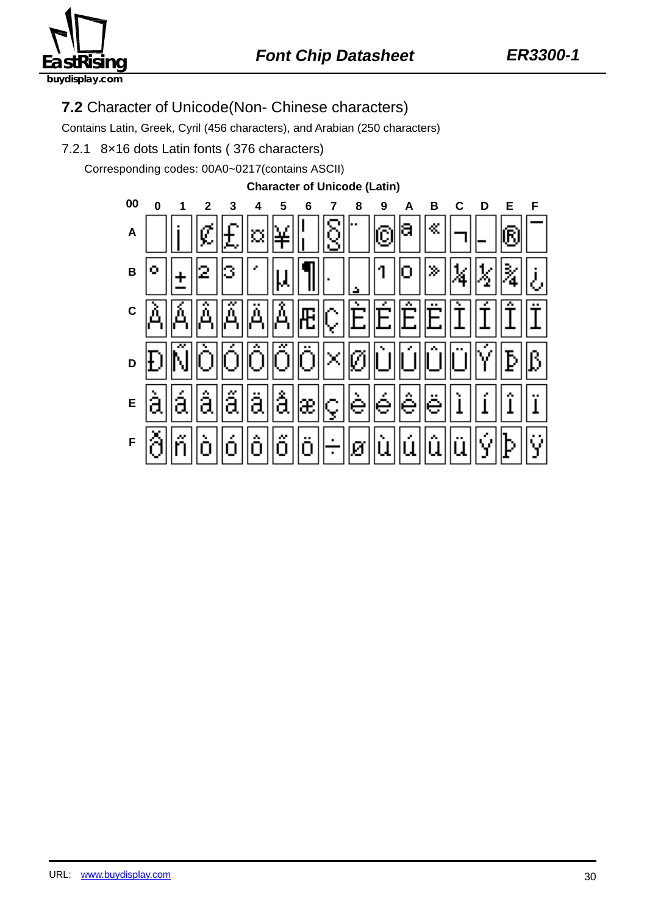### 7.2 Character of Unicode(Non- Chinese characters)

Contains Latin, Greek, Cyril (456 characters), and Arabian (250 characters)

#### 7.2.1 8×16 dots Latin fonts ( 376 characters)

Corresponding codes: 00A0~0217(contains ASCII)

**Character of Unicode (Latin)**

| 00 | 0 | 1 | 2 | 3 | 4 | 5 | 6 | 7 | 8 | 9 | A | B | C | D | E | F |
|---|---|---|---|---|---|---|---|---|---|---|---|---|---|---|---|---|
| A | | ¡ | ¢ | £ | ¤ | ¥ | ¦ | § | ¨ | © | ª | « | ¬ | - | ® | ¯ |
| B | ° | ± | ² | ³ | ´ | µ | ¶ | · | ¸ | ¹ | º | » | ¼ | ½ | ¾ | ¿ |
| C | À | Á | Â | Ã | Ä | Å | Æ | Ç | È | É | Ê | Ë | Ì | Í | Î | Ï |
| D | Ð | Ñ | Ò | Ó | Ô | Õ | Ö | × | Ø | Ù | Ú | Û | Ü | Ý | Þ | ß |
| E | à | á | â | ã | ä | å | æ | ç | è | é | ê | ë | ì | í | î | ï |
| F | ð | ñ | ò | ó | ô | õ | ö | ÷ | ø | ù | ú | û | ü | ý | þ | ÿ |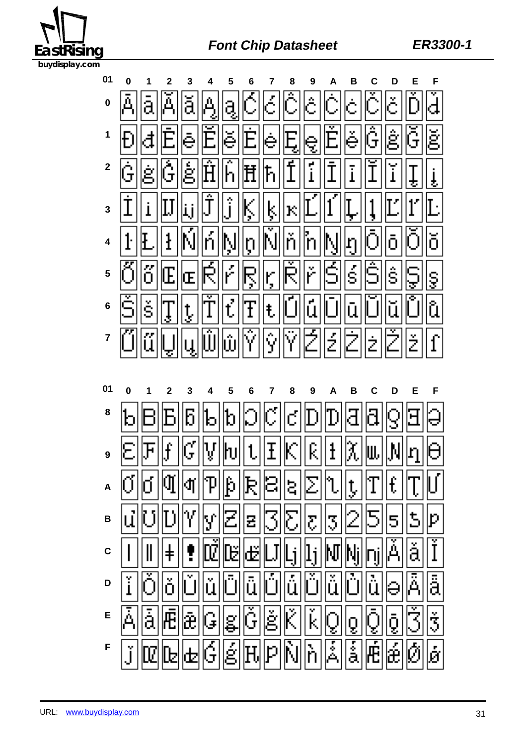| 01 | 0 | 1 | 2 | 3 | 4 | 5 | 6 | 7 | 8 | 9 | A | B | C | D | E | F |
|---|---|---|---|---|---|---|---|---|---|---|---|---|---|---|---|---|
| 0 | Ā | ā | Ă | ă | Ą | ą | Ć | ć | Ĉ | ĉ | Ċ | ċ | Č | č | Ď | ď |
| 1 | Đ | đ | Ē | ē | Ĕ | ĕ | Ė | ė | Ę | ę | Ě | ě | Ĝ | ĝ | Ğ | ğ |
| 2 | Ġ | ġ | Ģ | ģ | Ĥ | ĥ | Ħ | ħ | Ĩ | ĩ | Ī | ī | Ĭ | ĭ | Į | į |
| 3 | İ | ı | Ĳ | ĳ | Ĵ | ĵ | Ķ | ķ | ĸ | Ĺ | ĺ | Ļ | ļ | Ľ | ľ | Ŀ |
| 4 | ŀ | Ł | ł | Ń | ń | Ņ | ņ | Ň | ň | ŉ | Ŋ | ŋ | Ō | ō | Ŏ | ŏ |
| 5 | Ő | ő | Œ | œ | Ŕ | ŕ | Ŗ | ŗ | Ř | ř | Ś | ś | Ŝ | ŝ | Ş | ş |
| 6 | Š | š | Ţ | ţ | Ť | ť | Ŧ | ŧ | Ũ | ũ | Ū | ū | Ŭ | ŭ | Ů | ů |
| 7 | Ű | ű | Ų | ų | Ŵ | ŵ | Ŷ | ŷ | Ÿ | Ź | ź | Ż | ż | Ž | ž | ſ |

| 01 | 0 | 1 | 2 | 3 | 4 | 5 | 6 | 7 | 8 | 9 | A | B | C | D | E | F |
|---|---|---|---|---|---|---|---|---|---|---|---|---|---|---|---|---|
| 8 | ƀ | Ɓ | Ƃ | ƃ | Ƅ | ƅ | Ɔ | Ƈ | ƈ | Ɖ | Ɗ | Ƌ | ƌ | ƍ | Ǝ | Ə |
| 9 | Ɛ | Ƒ | ƒ | Ɠ | Ɣ | ƕ | Ɩ | Ɨ | Ƙ | ƙ | ƚ | ƛ | Ɯ | Ɲ | ƞ | Ɵ |
| A | Ơ | ơ | Ƣ | ƣ | Ƥ | ƥ | Ʀ | Ƨ | ƨ | Ʃ | ƪ | ƫ | Ƭ | ƭ | Ʈ | Ư |
| B | ư | Ʊ | Ʋ | Ƴ | ƴ | Ƶ | ƶ | Ʒ | Ƹ | ƹ | ƺ | ƻ | Ƽ | ƽ | ƾ | ƿ |
| C | ǀ | ǁ | ǂ | ǃ | Ǆ | ǅ | ǆ | Ǉ | ǈ | ǉ | Ǌ | ǋ | ǌ | Ǎ | ǎ | Ǐ |
| D | ǐ | Ǒ | ǒ | Ǔ | ǔ | Ǖ | ǖ | Ǘ | ǘ | Ǚ | ǚ | Ǜ | ǜ | ǝ | Ǟ | ǟ |
| E | Ǡ | ǡ | Ǣ | ǣ | Ǥ | ǥ | Ǧ | ǧ | Ǩ | ǩ | Ǫ | ǫ | Ǭ | ǭ | Ǯ | ǯ |
| F | ǰ | Ǳ | ǲ | ǳ | Ǵ | ǵ | Ƕ | Ƿ | Ǹ | ǹ | Ǻ | ǻ | Ǽ | ǽ | Ǿ | ǿ |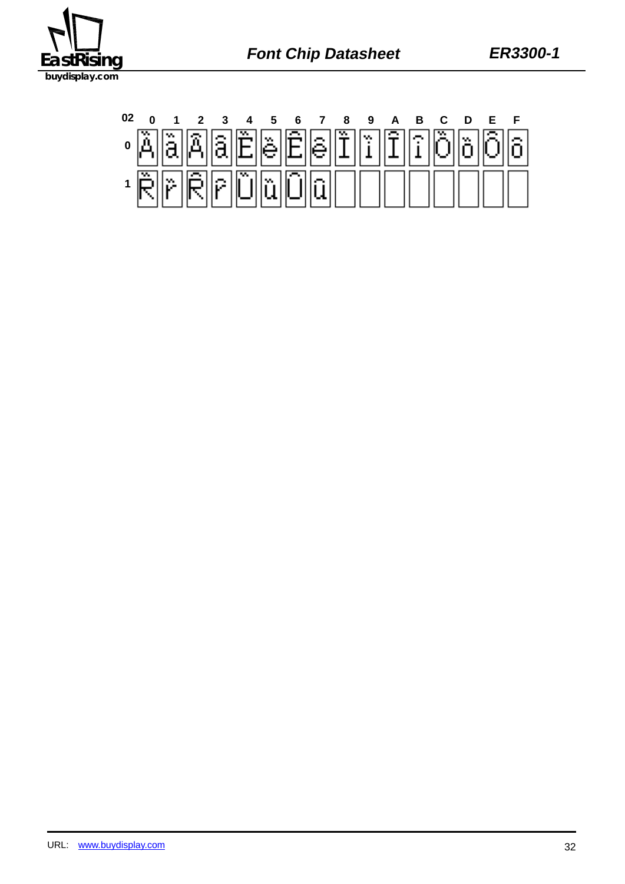| 02 | 0 | 1 | 2 | 3 | 4 | 5 | 6 | 7 | 8 | 9 | A | B | C | D | E | F |
|---|---|---|---|---|---|---|---|---|---|---|---|---|---|---|---|---|
| 0 | Ӓ | ӓ | Ā | ā | Ё | ё | Ē | ē | Ї | ї | Ī | ī | Ö | ö | Ō | ō |
| 1 | R̈ | r̈ | R̄ | r̄ | Ü | ü | Ū | ū | | | | | | | | |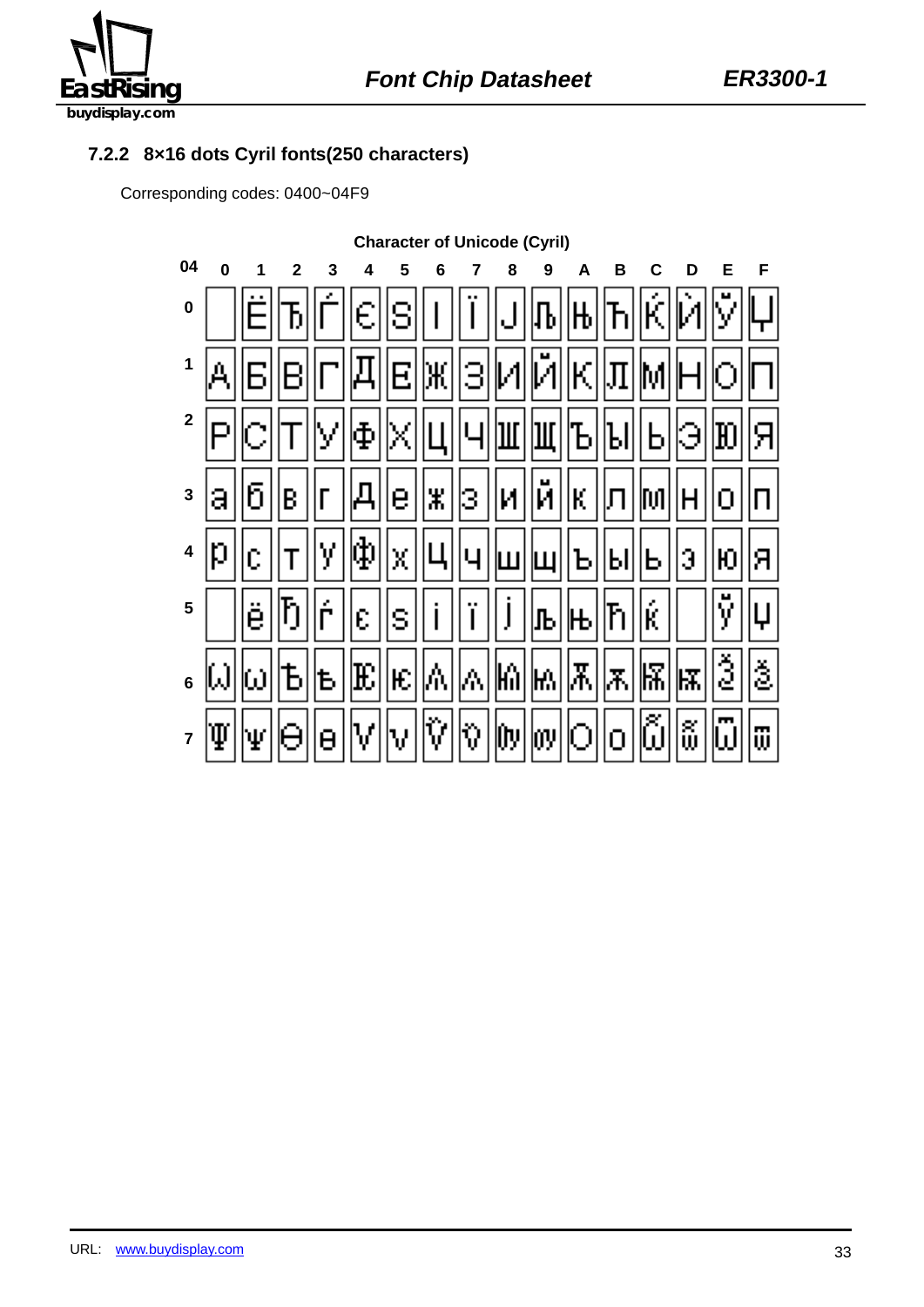### 7.2.2 8×16 dots Cyril fonts(250 characters)

Corresponding codes: 0400~04F9

**Character of Unicode (Cyril)**

| 04 | 0 | 1 | 2 | 3 | 4 | 5 | 6 | 7 | 8 | 9 | A | B | C | D | E | F |
|---|---|---|---|---|---|---|---|---|---|---|---|---|---|---|---|---|
| 0 | | Ё | Ђ | Ѓ | Є | Ѕ | І | Ї | Ј | Љ | Њ | Ћ | Ќ | Ѝ | Ў | Џ |
| 1 | А | Б | В | Г | Д | Е | Ж | З | И | Й | К | Л | М | Н | О | П |
| 2 | Р | С | Т | У | Ф | Х | Ц | Ч | Ш | Щ | Ъ | Ы | Ь | Э | Ю | Я |
| 3 | а | б | в | г | д | е | ж | з | и | й | к | л | м | н | о | п |
| 4 | р | с | т | у | ф | х | ц | ч | ш | щ | ъ | ы | ь | э | ю | я |
| 5 | | ё | ђ | ѓ | є | ѕ | і | ї | ј | љ | њ | ћ | ќ | | ў | џ |
| 6 | Ѡ | ѡ | Ѣ | ѣ | Ѥ | ѥ | Ѧ | ѧ | Ѩ | ѩ | Ѫ | ѫ | Ѭ | ѭ | Ѯ | ѯ |
| 7 | Ѱ | ѱ | Ѳ | ѳ | Ѵ | ѵ | Ѷ | ѷ | Ѹ | ѹ | Ѻ | ѻ | Ѽ | ѽ | Ѿ | ѿ |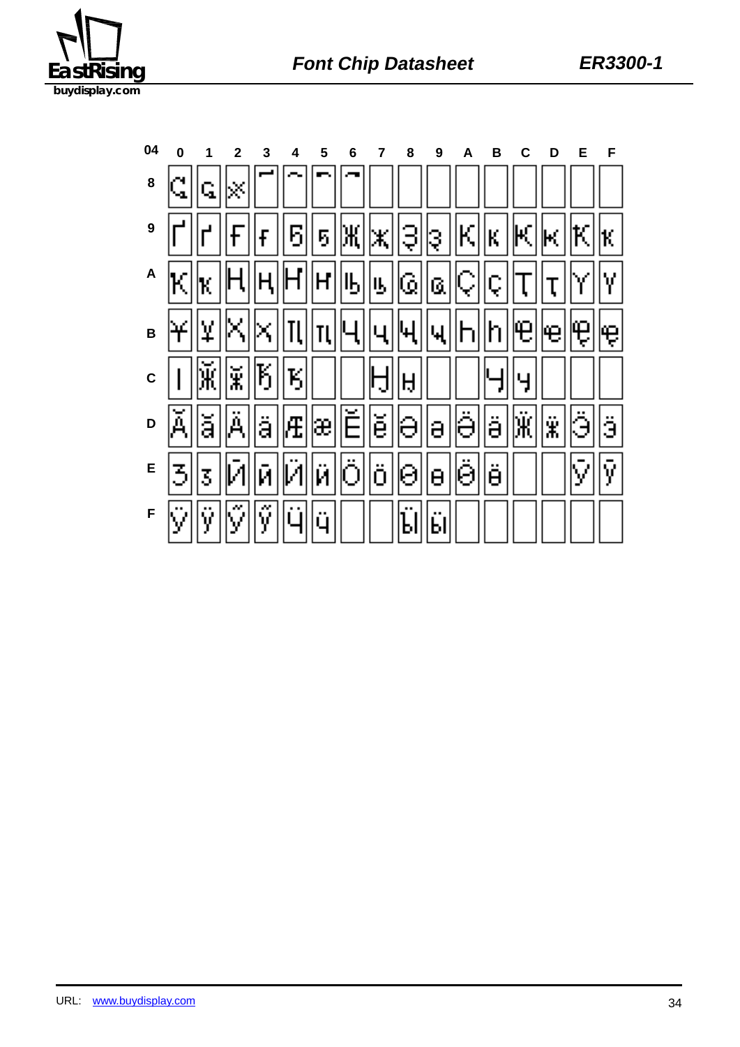| 04 | 0 | 1 | 2 | 3 | 4 | 5 | 6 | 7 | 8 | 9 | A | B | C | D | E | F |
|---|---|---|---|---|---|---|---|---|---|---|---|---|---|---|---|---|
| 8 | Ҁ | ҁ | ҂ | ҃ | ҄ | ҅ | ҆ | | | | | | | | | |
| 9 | Ґ | ґ | Ғ | ғ | Ҕ | ҕ | Җ | җ | Ҙ | ҙ | Қ | қ | Ҝ | ҝ | Ҟ | ҟ |
| A | Ҡ | ҡ | Ң | ң | Ҥ | ҥ | Ҧ | ҧ | Ҩ | ҩ | Ҫ | ҫ | Ҭ | ҭ | Ү | ү |
| B | Ұ | ұ | Ҳ | ҳ | Ҵ | ҵ | Ҷ | ҷ | Ҹ | ҹ | Һ | һ | Ҽ | ҽ | Ҿ | ҿ |
| C | Ӏ | Ӂ | ӂ | Ӄ | ӄ | | | Ӈ | ӈ | | | Ӌ | ӌ | | | |
| D | Ӑ | ӑ | Ӓ | ӓ | Ӕ | ӕ | Ӗ | ӗ | Ә | ә | Ӛ | ӛ | Ӝ | ӝ | Ӟ | ӟ |
| E | Ӡ | ӡ | Ӣ | ӣ | Ӥ | ӥ | Ӧ | ӧ | Ө | ө | Ӫ | ӫ | | | Ӯ | ӯ |
| F | Ӱ | ӱ | Ӳ | ӳ | Ӵ | ӵ | | | Ӹ | ӹ | | | | | | |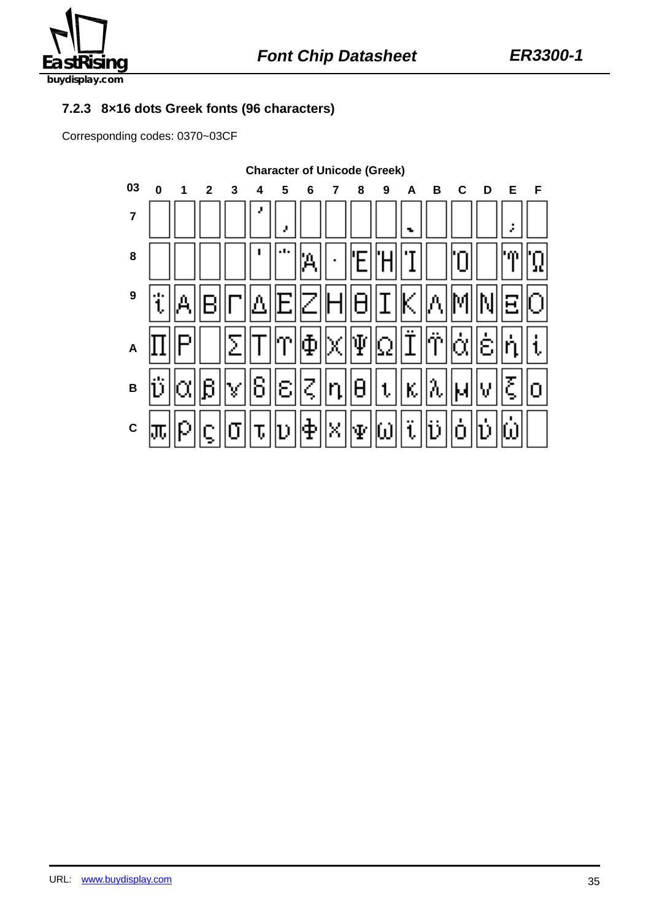### 7.2.3 8×16 dots Greek fonts (96 characters)

Corresponding codes: 0370~03CF

**Character of Unicode (Greek)**

| 03 | 0 | 1 | 2 | 3 | 4 | 5 | 6 | 7 | 8 | 9 | A | B | C | D | E | F |
|---|---|---|---|---|---|---|---|---|---|---|---|---|---|---|---|---|
| 7 | | | | | ʹ | ͵ | | | | | ͺ | | | | ; | |
| 8 | | | | | ΄ | ΅ | Ά | · | Έ | Ή | Ί | | Ό | | Ύ | Ώ |
| 9 | ΐ | Α | Β | Γ | Δ | Ε | Ζ | Η | Θ | Ι | Κ | Λ | Μ | Ν | Ξ | Ο |
| A | Π | Ρ | | Σ | Τ | Υ | Φ | Χ | Ψ | Ω | Ϊ | Ϋ | ά | έ | ή | ί |
| B | ΰ | α | β | γ | δ | ε | ζ | η | θ | ι | κ | λ | μ | ν | ξ | ο |
| C | π | ρ | ς | σ | τ | υ | φ | χ | ψ | ω | ϊ | ϋ | ό | ύ | ώ | |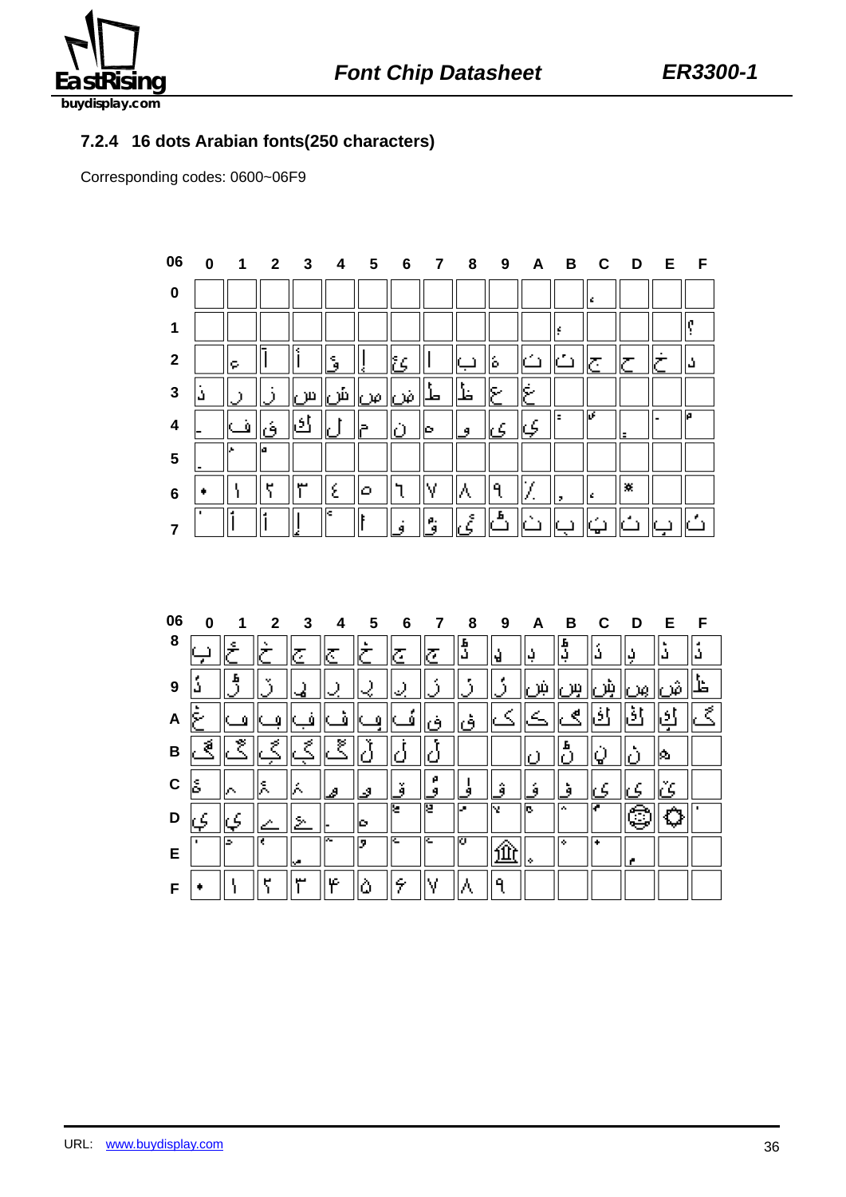### 7.2.4 16 dots Arabian fonts(250 characters)

Corresponding codes: 0600~06F9

| 06 | 0 | 1 | 2 | 3 | 4 | 5 | 6 | 7 | 8 | 9 | A | B | C | D | E | F |
|---|---|---|---|---|---|---|---|---|---|---|---|---|---|---|---|---|
| 0 | | | | | | | | | | | | | ، | | | |
| 1 | | | | | | | | | | | | ؛ | | | | ؟ |
| 2 | | ء | آ | أ | ؤ | إ | ئ | ا | ب | ة | ت | ث | ج | ح | خ | د |
| 3 | ذ | ر | ز | س | ش | ص | ض | ط | ظ | ع | غ | | | | | |
| 4 | ـ | ف | ق | ك | ل | م | ن | ه | و | ى | ي | ً | ٌ | ٍ | َ | ُ |
| 5 | ِ | ّ | ْ | | | | | | | | | | | | | |
| 6 | ٠ | ١ | ٢ | ٣ | ٤ | ٥ | ٦ | ٧ | ٨ | ٩ | ٪ | ٫ | ٬ | ٭ | | |
| 7 | ٰ | ٱ | ٲ | ٳ | ٴ | ٵ | ٶ | ٷ | ٸ | ٹ | ٺ | ٻ | ټ | ٽ | پ | ٿ |

| 06 | 0 | 1 | 2 | 3 | 4 | 5 | 6 | 7 | 8 | 9 | A | B | C | D | E | F |
|---|---|---|---|---|---|---|---|---|---|---|---|---|---|---|---|---|
| 8 | ڀ | ځ | ڂ | ڃ | ڄ | څ | چ | ڇ | ڈ | ډ | ڊ | ڋ | ڌ | ڍ | ڎ | ڏ |
| 9 | ڐ | ڑ | ڒ | ړ | ڔ | ڕ | ږ | ڗ | ژ | ڙ | ښ | ڛ | ڜ | ڝ | ڞ | ڟ |
| A | ڠ | ڡ | ڢ | ڣ | ڤ | ڥ | ڦ | ڧ | ڨ | ک | ڪ | ګ | ڬ | ڭ | ڮ | گ |
| B | ڰ | ڱ | ڲ | ڳ | ڴ | ڵ | ڶ | ڷ | | | ں | ڻ | ڼ | ڽ | ھ | |
| C | ۀ | ہ | ۂ | ۃ | ۄ | ۅ | ۆ | ۇ | ۈ | ۉ | ۊ | ۋ | ی | ۍ | ێ | |
| D | ې | ۑ | ے | ۓ | ۔ | ە | ۖ | ۗ | ۘ | ۙ | ۚ | ۛ | ۜ | ۝ | ۞ | ۟ |
| E | ۠ | ۡ | ۢ | ۣ | ۤ | ۥ | ۦ | ۧ | ۨ | ۩ | ۪ | ۫ | ۬ | ۭ | | |
| F | ۰ | ۱ | ۲ | ۳ | ۴ | ۵ | ۶ | ۷ | ۸ | ۹ | | | | | | |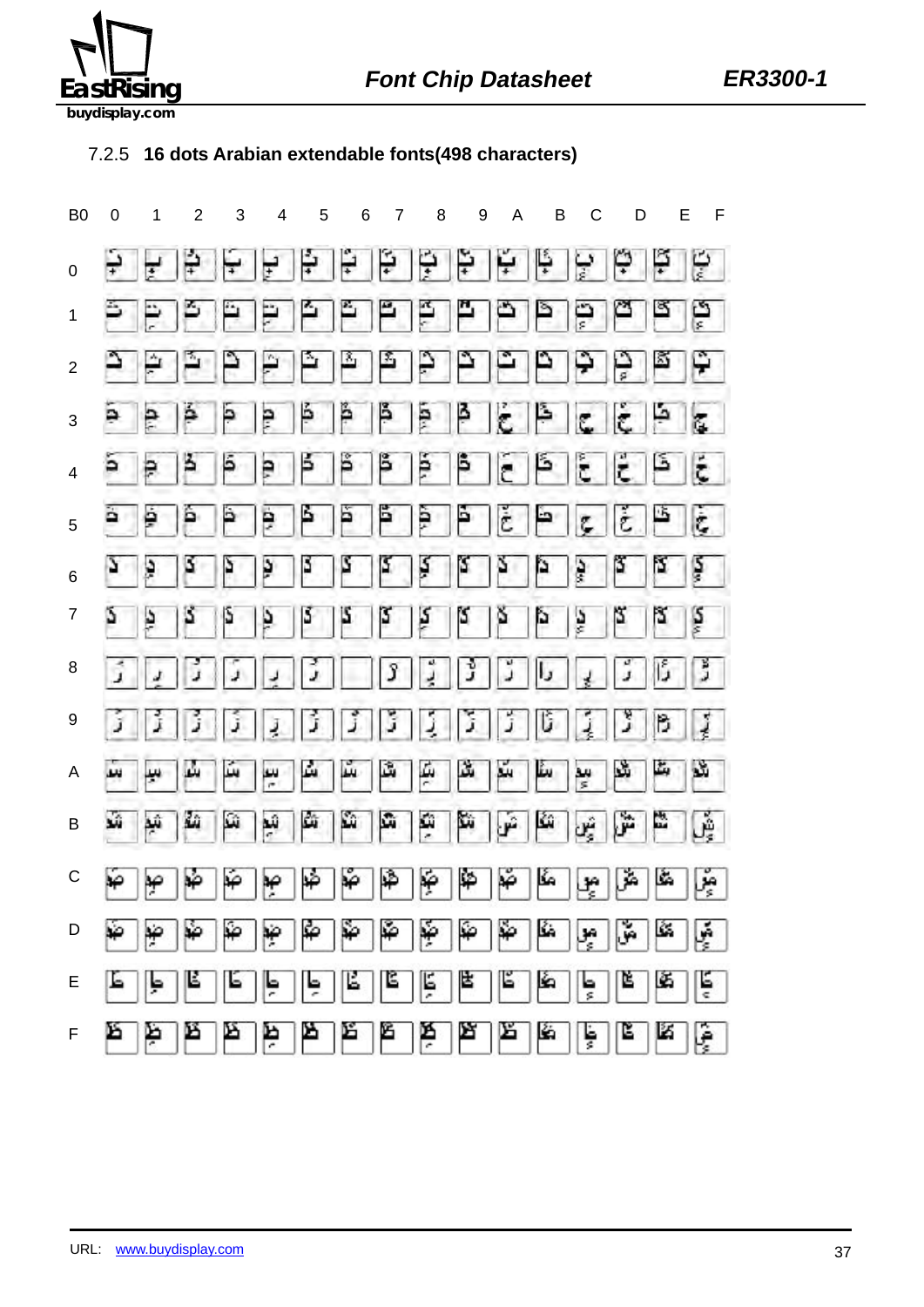### 7.2.5 16 dots Arabian extendable fonts(498 characters)

| B0 | 0 | 1 | 2 | 3 | 4 | 5 | 6 | 7 | 8 | 9 | A | B | C | D | E | F |
|---|---|---|---|---|---|---|---|---|---|---|---|---|---|---|---|---|
| 0 | | | | | | | | | | | | | | | | |
| 1 | | | | | | | | | | | | | | | | |
| 2 | | | | | | | | | | | | | | | | |
| 3 | | | | | | | | | | | | | | | | |
| 4 | | | | | | | | | | | | | | | | |
| 5 | | | | | | | | | | | | | | | | |
| 6 | | | | | | | | | | | | | | | | |
| 7 | | | | | | | | | | | | | | | | |
| 8 | | | | | | | | | | | | | | | | |
| 9 | | | | | | | | | | | | | | | | |
| A | | | | | | | | | | | | | | | | |
| B | | | | | | | | | | | | | | | | |
| C | | | | | | | | | | | | | | | | |
| D | | | | | | | | | | | | | | | | |
| E | | | | | | | | | | | | | | | | |
| F | | | | | | | | | | | | | | | | |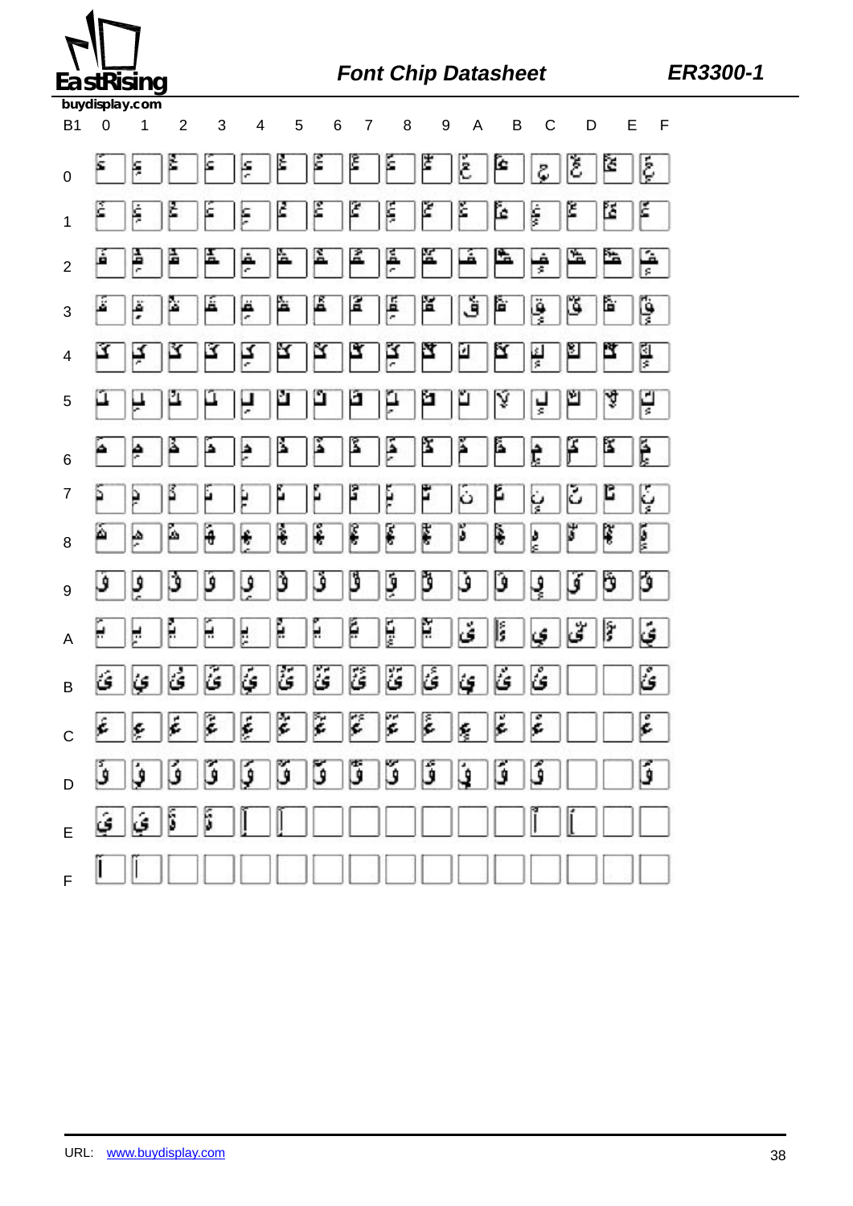| B1 | 0 | 1 | 2 | 3 | 4 | 5 | 6 | 7 | 8 | 9 | A | B | C | D | E | F |
|---|---|---|---|---|---|---|---|---|---|---|---|---|---|---|---|---|
| 0 | | | | | | | | | | | | | | | | |
| 1 | | | | | | | | | | | | | | | | |
| 2 | | | | | | | | | | | | | | | | |
| 3 | | | | | | | | | | | | | | | | |
| 4 | | | | | | | | | | | | | | | | |
| 5 | | | | | | | | | | | | | | | | |
| 6 | | | | | | | | | | | | | | | | |
| 7 | | | | | | | | | | | | | | | | |
| 8 | | | | | | | | | | | | | | | | |
| 9 | | | | | | | | | | | | | | | | |
| A | | | | | | | | | | | | | | | | |
| B | | | | | | | | | | | | | | | | |
| C | | | | | | | | | | | | | | | | |
| D | | | | | | | | | | | | | | | | |
| E | | | | | | | | | | | | | | | | |
| F | | | | | | | | | | | | | | | | |

URL: www.buydisplay.com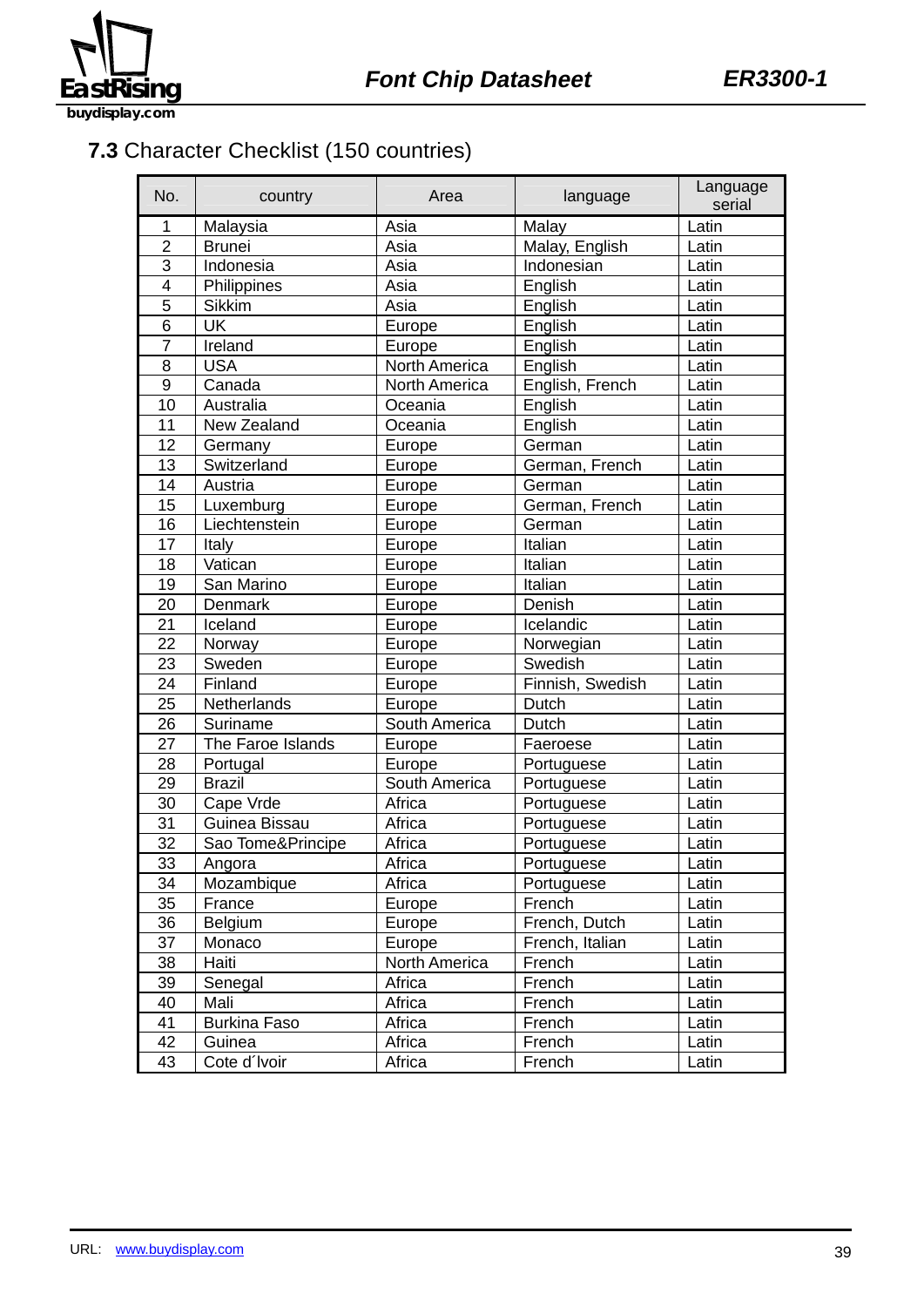### 7.3 Character Checklist (150 countries)

| No. | country | Area | language | Language serial |
|---|---|---|---|---|
| 1 | Malaysia | Asia | Malay | Latin |
| 2 | Brunei | Asia | Malay, English | Latin |
| 3 | Indonesia | Asia | Indonesian | Latin |
| 4 | Philippines | Asia | English | Latin |
| 5 | Sikkim | Asia | English | Latin |
| 6 | UK | Europe | English | Latin |
| 7 | Ireland | Europe | English | Latin |
| 8 | USA | North America | English | Latin |
| 9 | Canada | North America | English, French | Latin |
| 10 | Australia | Oceania | English | Latin |
| 11 | New Zealand | Oceania | English | Latin |
| 12 | Germany | Europe | German | Latin |
| 13 | Switzerland | Europe | German, French | Latin |
| 14 | Austria | Europe | German | Latin |
| 15 | Luxemburg | Europe | German, French | Latin |
| 16 | Liechtenstein | Europe | German | Latin |
| 17 | Italy | Europe | Italian | Latin |
| 18 | Vatican | Europe | Italian | Latin |
| 19 | San Marino | Europe | Italian | Latin |
| 20 | Denmark | Europe | Denish | Latin |
| 21 | Iceland | Europe | Icelandic | Latin |
| 22 | Norway | Europe | Norwegian | Latin |
| 23 | Sweden | Europe | Swedish | Latin |
| 24 | Finland | Europe | Finnish, Swedish | Latin |
| 25 | Netherlands | Europe | Dutch | Latin |
| 26 | Suriname | South America | Dutch | Latin |
| 27 | The Faroe Islands | Europe | Faeroese | Latin |
| 28 | Portugal | Europe | Portuguese | Latin |
| 29 | Brazil | South America | Portuguese | Latin |
| 30 | Cape Vrde | Africa | Portuguese | Latin |
| 31 | Guinea Bissau | Africa | Portuguese | Latin |
| 32 | Sao Tome&Principe | Africa | Portuguese | Latin |
| 33 | Angora | Africa | Portuguese | Latin |
| 34 | Mozambique | Africa | Portuguese | Latin |
| 35 | France | Europe | French | Latin |
| 36 | Belgium | Europe | French, Dutch | Latin |
| 37 | Monaco | Europe | French, Italian | Latin |
| 38 | Haiti | North America | French | Latin |
| 39 | Senegal | Africa | French | Latin |
| 40 | Mali | Africa | French | Latin |
| 41 | Burkina Faso | Africa | French | Latin |
| 42 | Guinea | Africa | French | Latin |
| 43 | Cote d´lvoir | Africa | French | Latin |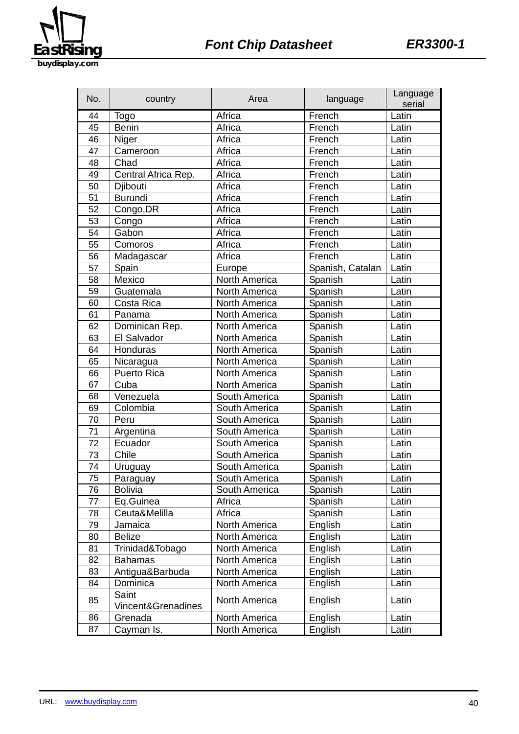| No. | country | Area | language | Language serial |
|---|---|---|---|---|
| 44 | Togo | Africa | French | Latin |
| 45 | Benin | Africa | French | Latin |
| 46 | Niger | Africa | French | Latin |
| 47 | Cameroon | Africa | French | Latin |
| 48 | Chad | Africa | French | Latin |
| 49 | Central Africa Rep. | Africa | French | Latin |
| 50 | Djibouti | Africa | French | Latin |
| 51 | Burundi | Africa | French | Latin |
| 52 | Congo,DR | Africa | French | Latin |
| 53 | Congo | Africa | French | Latin |
| 54 | Gabon | Africa | French | Latin |
| 55 | Comoros | Africa | French | Latin |
| 56 | Madagascar | Africa | French | Latin |
| 57 | Spain | Europe | Spanish, Catalan | Latin |
| 58 | Mexico | North America | Spanish | Latin |
| 59 | Guatemala | North America | Spanish | Latin |
| 60 | Costa Rica | North America | Spanish | Latin |
| 61 | Panama | North America | Spanish | Latin |
| 62 | Dominican Rep. | North America | Spanish | Latin |
| 63 | El Salvador | North America | Spanish | Latin |
| 64 | Honduras | North America | Spanish | Latin |
| 65 | Nicaragua | North America | Spanish | Latin |
| 66 | Puerto Rica | North America | Spanish | Latin |
| 67 | Cuba | North America | Spanish | Latin |
| 68 | Venezuela | South America | Spanish | Latin |
| 69 | Colombia | South America | Spanish | Latin |
| 70 | Peru | South America | Spanish | Latin |
| 71 | Argentina | South America | Spanish | Latin |
| 72 | Ecuador | South America | Spanish | Latin |
| 73 | Chile | South America | Spanish | Latin |
| 74 | Uruguay | South America | Spanish | Latin |
| 75 | Paraguay | South America | Spanish | Latin |
| 76 | Bolivia | South America | Spanish | Latin |
| 77 | Eq.Guinea | Africa | Spanish | Latin |
| 78 | Ceuta&Melilla | Africa | Spanish | Latin |
| 79 | Jamaica | North America | English | Latin |
| 80 | Belize | North America | English | Latin |
| 81 | Trinidad&Tobago | North America | English | Latin |
| 82 | Bahamas | North America | English | Latin |
| 83 | Antigua&Barbuda | North America | English | Latin |
| 84 | Dominica | North America | English | Latin |
| 85 | Saint Vincent&Grenadines | North America | English | Latin |
| 86 | Grenada | North America | English | Latin |
| 87 | Cayman Is. | North America | English | Latin |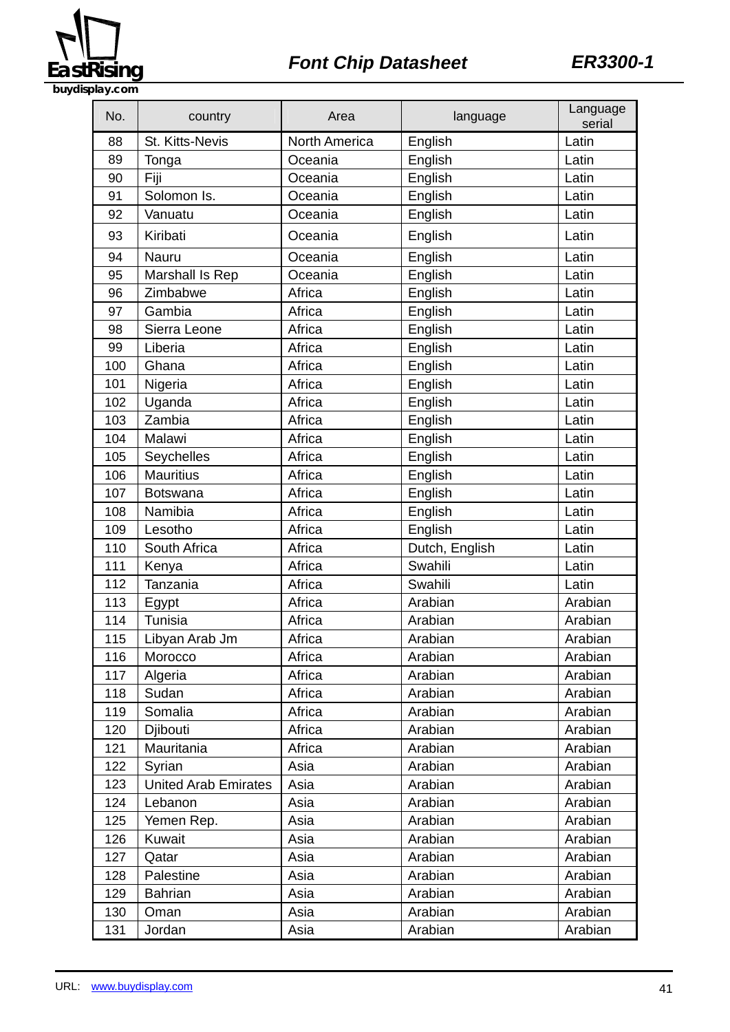| No. | country | Area | language | Language serial |
|---|---|---|---|---|
| 88 | St. Kitts-Nevis | North America | English | Latin |
| 89 | Tonga | Oceania | English | Latin |
| 90 | Fiji | Oceania | English | Latin |
| 91 | Solomon Is. | Oceania | English | Latin |
| 92 | Vanuatu | Oceania | English | Latin |
| 93 | Kiribati | Oceania | English | Latin |
| 94 | Nauru | Oceania | English | Latin |
| 95 | Marshall Is Rep | Oceania | English | Latin |
| 96 | Zimbabwe | Africa | English | Latin |
| 97 | Gambia | Africa | English | Latin |
| 98 | Sierra Leone | Africa | English | Latin |
| 99 | Liberia | Africa | English | Latin |
| 100 | Ghana | Africa | English | Latin |
| 101 | Nigeria | Africa | English | Latin |
| 102 | Uganda | Africa | English | Latin |
| 103 | Zambia | Africa | English | Latin |
| 104 | Malawi | Africa | English | Latin |
| 105 | Seychelles | Africa | English | Latin |
| 106 | Mauritius | Africa | English | Latin |
| 107 | Botswana | Africa | English | Latin |
| 108 | Namibia | Africa | English | Latin |
| 109 | Lesotho | Africa | English | Latin |
| 110 | South Africa | Africa | Dutch, English | Latin |
| 111 | Kenya | Africa | Swahili | Latin |
| 112 | Tanzania | Africa | Swahili | Latin |
| 113 | Egypt | Africa | Arabian | Arabian |
| 114 | Tunisia | Africa | Arabian | Arabian |
| 115 | Libyan Arab Jm | Africa | Arabian | Arabian |
| 116 | Morocco | Africa | Arabian | Arabian |
| 117 | Algeria | Africa | Arabian | Arabian |
| 118 | Sudan | Africa | Arabian | Arabian |
| 119 | Somalia | Africa | Arabian | Arabian |
| 120 | Djibouti | Africa | Arabian | Arabian |
| 121 | Mauritania | Africa | Arabian | Arabian |
| 122 | Syrian | Asia | Arabian | Arabian |
| 123 | United Arab Emirates | Asia | Arabian | Arabian |
| 124 | Lebanon | Asia | Arabian | Arabian |
| 125 | Yemen Rep. | Asia | Arabian | Arabian |
| 126 | Kuwait | Asia | Arabian | Arabian |
| 127 | Qatar | Asia | Arabian | Arabian |
| 128 | Palestine | Asia | Arabian | Arabian |
| 129 | Bahrian | Asia | Arabian | Arabian |
| 130 | Oman | Asia | Arabian | Arabian |
| 131 | Jordan | Asia | Arabian | Arabian |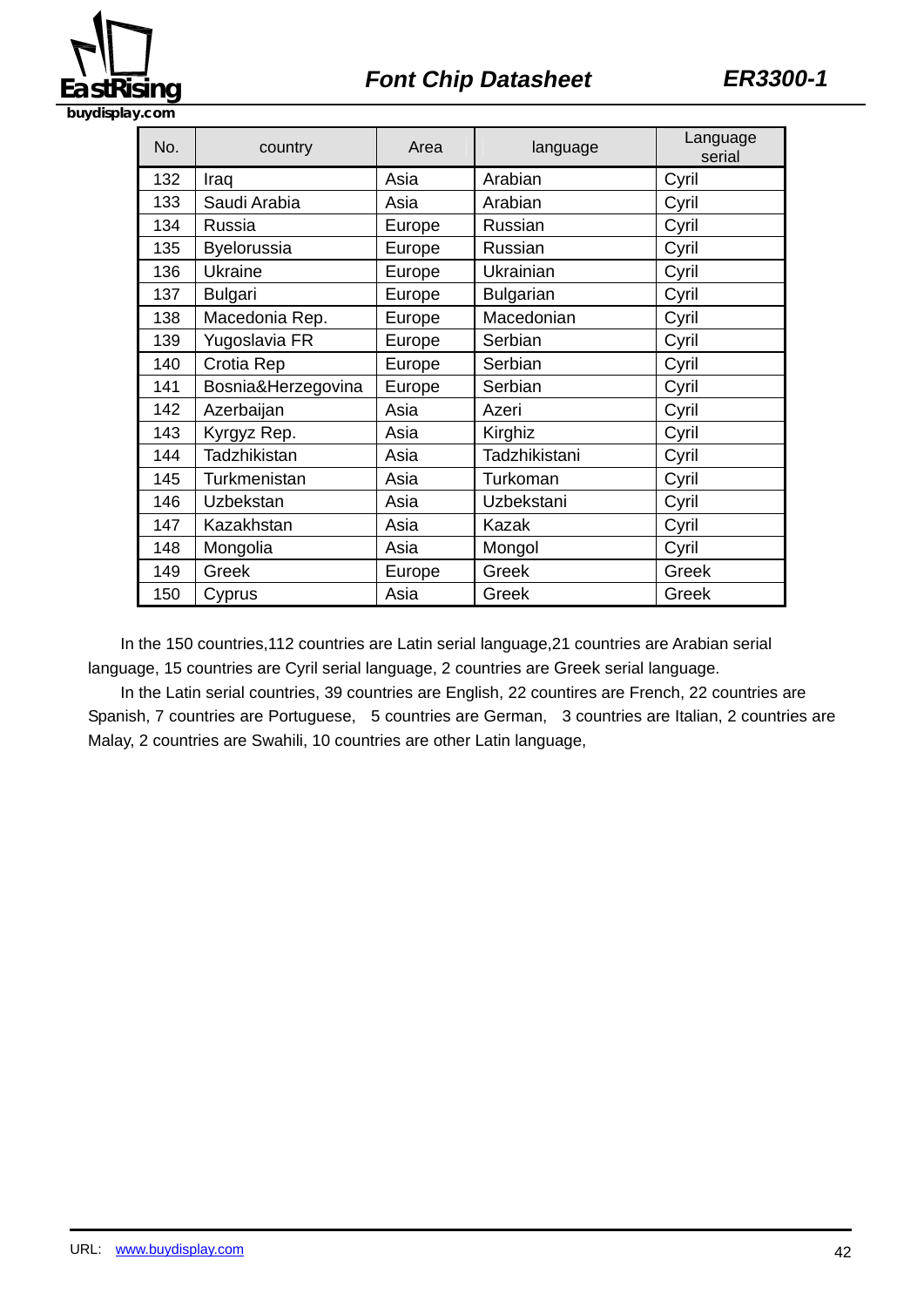| No. | country | Area | language | Language serial |
|---|---|---|---|---|
| 132 | Iraq | Asia | Arabian | Cyril |
| 133 | Saudi Arabia | Asia | Arabian | Cyril |
| 134 | Russia | Europe | Russian | Cyril |
| 135 | Byelorussia | Europe | Russian | Cyril |
| 136 | Ukraine | Europe | Ukrainian | Cyril |
| 137 | Bulgari | Europe | Bulgarian | Cyril |
| 138 | Macedonia Rep. | Europe | Macedonian | Cyril |
| 139 | Yugoslavia FR | Europe | Serbian | Cyril |
| 140 | Crotia Rep | Europe | Serbian | Cyril |
| 141 | Bosnia&Herzegovina | Europe | Serbian | Cyril |
| 142 | Azerbaijan | Asia | Azeri | Cyril |
| 143 | Kyrgyz Rep. | Asia | Kirghiz | Cyril |
| 144 | Tadzhikistan | Asia | Tadzhikistani | Cyril |
| 145 | Turkmenistan | Asia | Turkoman | Cyril |
| 146 | Uzbekstan | Asia | Uzbekstani | Cyril |
| 147 | Kazakhstan | Asia | Kazak | Cyril |
| 148 | Mongolia | Asia | Mongol | Cyril |
| 149 | Greek | Europe | Greek | Greek |
| 150 | Cyprus | Asia | Greek | Greek |

In the 150 countries,112 countries are Latin serial language,21 countries are Arabian serial language, 15 countries are Cyril serial language, 2 countries are Greek serial language.

In the Latin serial countries, 39 countries are English, 22 countires are French, 22 countries are Spanish, 7 countries are Portuguese, 5 countries are German, 3 countries are Italian, 2 countries are Malay, 2 countries are Swahili, 10 countries are other Latin language,